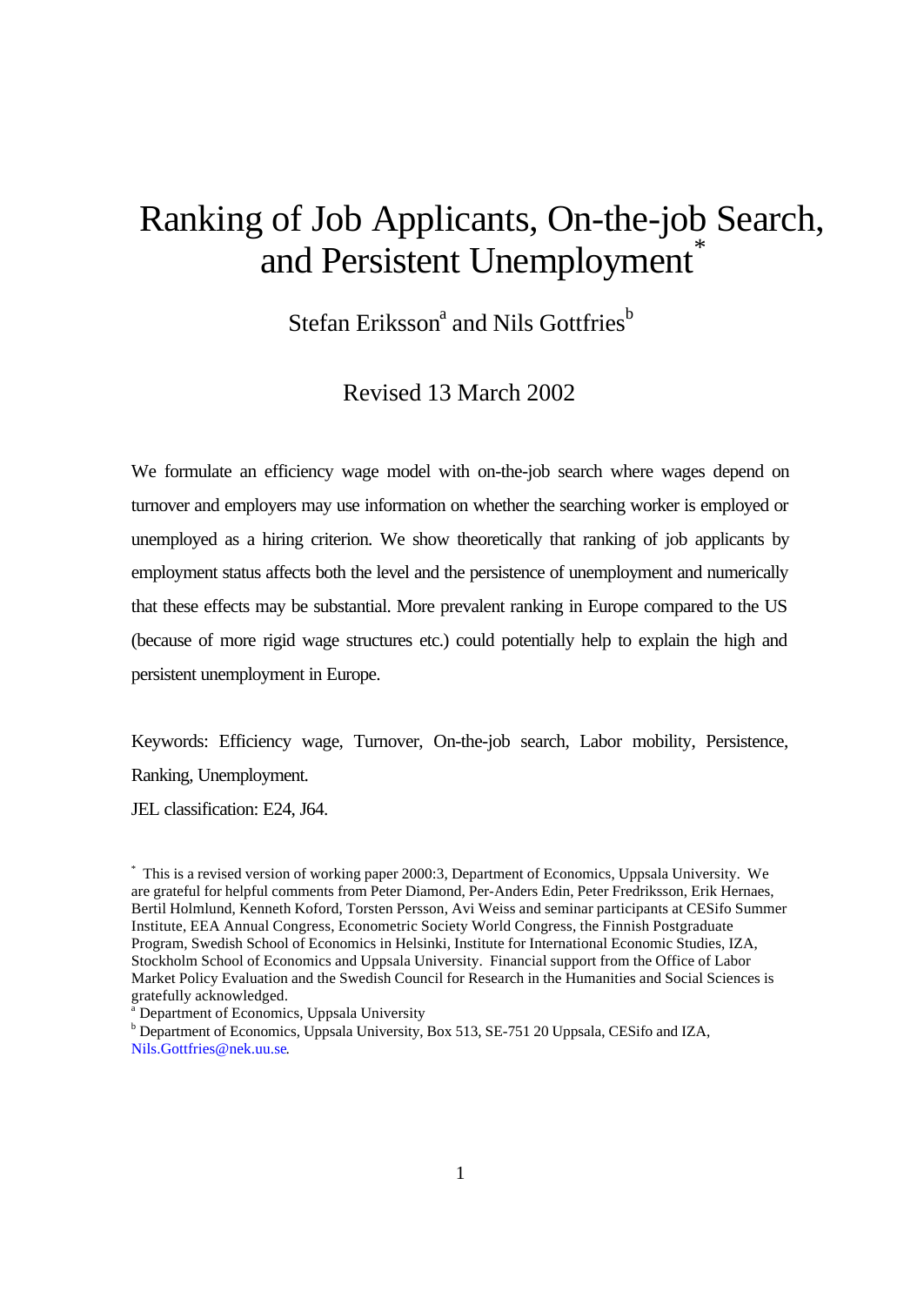# Ranking of Job Applicants, On-the-job Search, and Persistent Unemployment[*]

Stefan Eriksson[a] and Nils Gottfries[b]

Revised 13 March 2002

We formulate an efficiency wage model with on-the-job search where wages depend on turnover and employers may use information on whether the searching worker is employed or unemployed as a hiring criterion. We show theoretically that ranking of job applicants by employment status affects both the level and the persistence of unemployment and numerically that these effects may be substantial. More prevalent ranking in Europe compared to the US (because of more rigid wage structures etc.) could potentially help to explain the high and persistent unemployment in Europe.

Keywords: Efficiency wage, Turnover, On-the-job search, Labor mobility, Persistence, Ranking, Unemployment.

JEL classification: E24, J64.

---

[*] This is a revised version of working paper 2000:3, Department of Economics, Uppsala University. We are grateful for helpful comments from Peter Diamond, Per-Anders Edin, Peter Fredriksson, Erik Hernaes, Bertil Holmlund, Kenneth Koford, Torsten Persson, Avi Weiss and seminar participants at CESifo Summer Institute, EEA Annual Congress, Econometric Society World Congress, the Finnish Postgraduate Program, Swedish School of Economics in Helsinki, Institute for International Economic Studies, IZA, Stockholm School of Economics and Uppsala University. Financial support from the Office of Labor Market Policy Evaluation and the Swedish Council for Research in the Humanities and Social Sciences is gratefully acknowledged.

[a] Department of Economics, Uppsala University

[b] Department of Economics, Uppsala University, Box 513, SE-751 20 Uppsala, CESifo and IZA, Nils.Gottfries@nek.uu.se.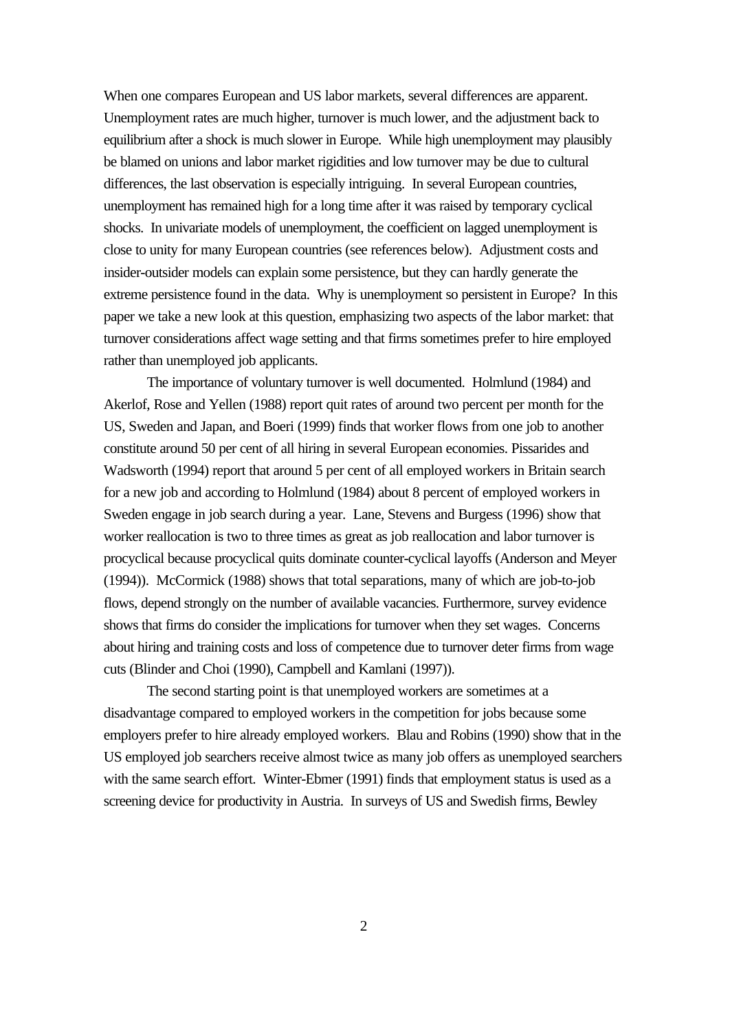When one compares European and US labor markets, several differences are apparent. Unemployment rates are much higher, turnover is much lower, and the adjustment back to equilibrium after a shock is much slower in Europe. While high unemployment may plausibly be blamed on unions and labor market rigidities and low turnover may be due to cultural differences, the last observation is especially intriguing. In several European countries, unemployment has remained high for a long time after it was raised by temporary cyclical shocks. In univariate models of unemployment, the coefficient on lagged unemployment is close to unity for many European countries (see references below). Adjustment costs and insider-outsider models can explain some persistence, but they can hardly generate the extreme persistence found in the data. Why is unemployment so persistent in Europe? In this paper we take a new look at this question, emphasizing two aspects of the labor market: that turnover considerations affect wage setting and that firms sometimes prefer to hire employed rather than unemployed job applicants.

The importance of voluntary turnover is well documented. Holmlund (1984) and Akerlof, Rose and Yellen (1988) report quit rates of around two percent per month for the US, Sweden and Japan, and Boeri (1999) finds that worker flows from one job to another constitute around 50 per cent of all hiring in several European economies. Pissarides and Wadsworth (1994) report that around 5 per cent of all employed workers in Britain search for a new job and according to Holmlund (1984) about 8 percent of employed workers in Sweden engage in job search during a year. Lane, Stevens and Burgess (1996) show that worker reallocation is two to three times as great as job reallocation and labor turnover is procyclical because procyclical quits dominate counter-cyclical layoffs (Anderson and Meyer (1994)). McCormick (1988) shows that total separations, many of which are job-to-job flows, depend strongly on the number of available vacancies. Furthermore, survey evidence shows that firms do consider the implications for turnover when they set wages. Concerns about hiring and training costs and loss of competence due to turnover deter firms from wage cuts (Blinder and Choi (1990), Campbell and Kamlani (1997)).

The second starting point is that unemployed workers are sometimes at a disadvantage compared to employed workers in the competition for jobs because some employers prefer to hire already employed workers. Blau and Robins (1990) show that in the US employed job searchers receive almost twice as many job offers as unemployed searchers with the same search effort. Winter-Ebmer (1991) finds that employment status is used as a screening device for productivity in Austria. In surveys of US and Swedish firms, Bewley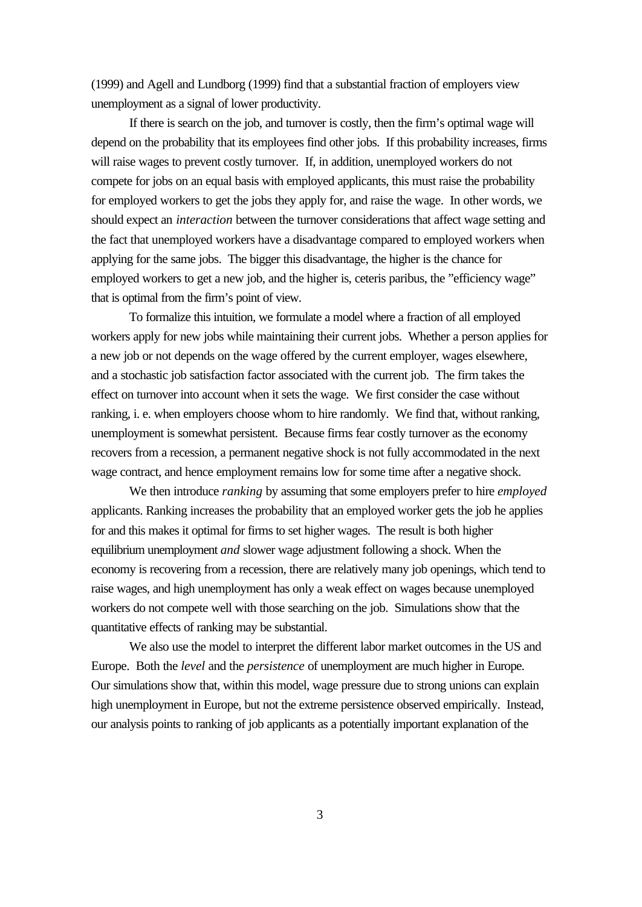(1999) and Agell and Lundborg (1999) find that a substantial fraction of employers view unemployment as a signal of lower productivity.

If there is search on the job, and turnover is costly, then the firm's optimal wage will depend on the probability that its employees find other jobs. If this probability increases, firms will raise wages to prevent costly turnover. If, in addition, unemployed workers do not compete for jobs on an equal basis with employed applicants, this must raise the probability for employed workers to get the jobs they apply for, and raise the wage. In other words, we should expect an *interaction* between the turnover considerations that affect wage setting and the fact that unemployed workers have a disadvantage compared to employed workers when applying for the same jobs. The bigger this disadvantage, the higher is the chance for employed workers to get a new job, and the higher is, ceteris paribus, the "efficiency wage" that is optimal from the firm's point of view.

To formalize this intuition, we formulate a model where a fraction of all employed workers apply for new jobs while maintaining their current jobs. Whether a person applies for a new job or not depends on the wage offered by the current employer, wages elsewhere, and a stochastic job satisfaction factor associated with the current job. The firm takes the effect on turnover into account when it sets the wage. We first consider the case without ranking, i. e. when employers choose whom to hire randomly. We find that, without ranking, unemployment is somewhat persistent. Because firms fear costly turnover as the economy recovers from a recession, a permanent negative shock is not fully accommodated in the next wage contract, and hence employment remains low for some time after a negative shock.

We then introduce *ranking* by assuming that some employers prefer to hire *employed* applicants. Ranking increases the probability that an employed worker gets the job he applies for and this makes it optimal for firms to set higher wages. The result is both higher equilibrium unemployment *and* slower wage adjustment following a shock. When the economy is recovering from a recession, there are relatively many job openings, which tend to raise wages, and high unemployment has only a weak effect on wages because unemployed workers do not compete well with those searching on the job. Simulations show that the quantitative effects of ranking may be substantial.

We also use the model to interpret the different labor market outcomes in the US and Europe. Both the *level* and the *persistence* of unemployment are much higher in Europe. Our simulations show that, within this model, wage pressure due to strong unions can explain high unemployment in Europe, but not the extreme persistence observed empirically. Instead, our analysis points to ranking of job applicants as a potentially important explanation of the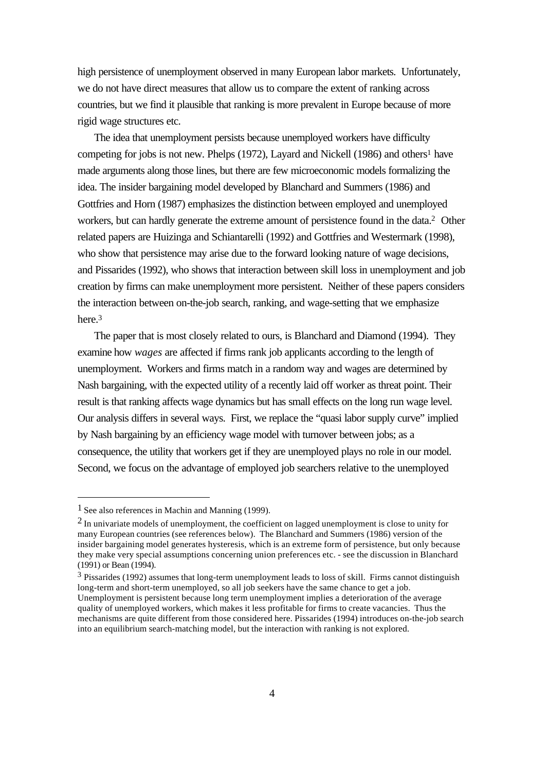high persistence of unemployment observed in many European labor markets. Unfortunately, we do not have direct measures that allow us to compare the extent of ranking across countries, but we find it plausible that ranking is more prevalent in Europe because of more rigid wage structures etc.

The idea that unemployment persists because unemployed workers have difficulty competing for jobs is not new. Phelps (1972), Layard and Nickell (1986) and others[1] have made arguments along those lines, but there are few microeconomic models formalizing the idea. The insider bargaining model developed by Blanchard and Summers (1986) and Gottfries and Horn (1987) emphasizes the distinction between employed and unemployed workers, but can hardly generate the extreme amount of persistence found in the data.[2] Other related papers are Huizinga and Schiantarelli (1992) and Gottfries and Westermark (1998), who show that persistence may arise due to the forward looking nature of wage decisions, and Pissarides (1992), who shows that interaction between skill loss in unemployment and job creation by firms can make unemployment more persistent. Neither of these papers considers the interaction between on-the-job search, ranking, and wage-setting that we emphasize here.[3]

The paper that is most closely related to ours, is Blanchard and Diamond (1994). They examine how *wages* are affected if firms rank job applicants according to the length of unemployment. Workers and firms match in a random way and wages are determined by Nash bargaining, with the expected utility of a recently laid off worker as threat point. Their result is that ranking affects wage dynamics but has small effects on the long run wage level. Our analysis differs in several ways. First, we replace the "quasi labor supply curve" implied by Nash bargaining by an efficiency wage model with turnover between jobs; as a consequence, the utility that workers get if they are unemployed plays no role in our model. Second, we focus on the advantage of employed job searchers relative to the unemployed

---

[1] See also references in Machin and Manning (1999).

[2] In univariate models of unemployment, the coefficient on lagged unemployment is close to unity for many European countries (see references below). The Blanchard and Summers (1986) version of the insider bargaining model generates hysteresis, which is an extreme form of persistence, but only because they make very special assumptions concerning union preferences etc. - see the discussion in Blanchard (1991) or Bean (1994).

[3] Pissarides (1992) assumes that long-term unemployment leads to loss of skill. Firms cannot distinguish long-term and short-term unemployed, so all job seekers have the same chance to get a job. Unemployment is persistent because long term unemployment implies a deterioration of the average quality of unemployed workers, which makes it less profitable for firms to create vacancies. Thus the mechanisms are quite different from those considered here. Pissarides (1994) introduces on-the-job search into an equilibrium search-matching model, but the interaction with ranking is not explored.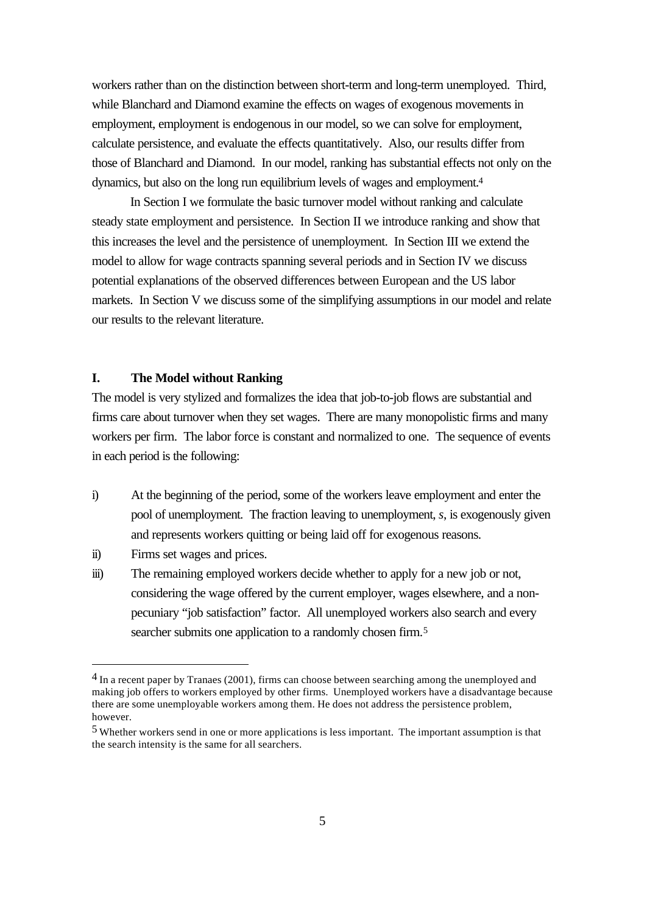workers rather than on the distinction between short-term and long-term unemployed. Third, while Blanchard and Diamond examine the effects on wages of exogenous movements in employment, employment is endogenous in our model, so we can solve for employment, calculate persistence, and evaluate the effects quantitatively. Also, our results differ from those of Blanchard and Diamond. In our model, ranking has substantial effects not only on the dynamics, but also on the long run equilibrium levels of wages and employment.[4]

In Section I we formulate the basic turnover model without ranking and calculate steady state employment and persistence. In Section II we introduce ranking and show that this increases the level and the persistence of unemployment. In Section III we extend the model to allow for wage contracts spanning several periods and in Section IV we discuss potential explanations of the observed differences between European and the US labor markets. In Section V we discuss some of the simplifying assumptions in our model and relate our results to the relevant literature.

## I. The Model without Ranking

The model is very stylized and formalizes the idea that job-to-job flows are substantial and firms care about turnover when they set wages. There are many monopolistic firms and many workers per firm. The labor force is constant and normalized to one. The sequence of events in each period is the following:

i) At the beginning of the period, some of the workers leave employment and enter the pool of unemployment. The fraction leaving to unemployment, $s$, is exogenously given and represents workers quitting or being laid off for exogenous reasons.

ii) Firms set wages and prices.

iii) The remaining employed workers decide whether to apply for a new job or not, considering the wage offered by the current employer, wages elsewhere, and a non-pecuniary "job satisfaction" factor. All unemployed workers also search and every searcher submits one application to a randomly chosen firm.[5]

---

[4] In a recent paper by Tranaes (2001), firms can choose between searching among the unemployed and making job offers to workers employed by other firms. Unemployed workers have a disadvantage because there are some unemployable workers among them. He does not address the persistence problem, however.

[5] Whether workers send in one or more applications is less important. The important assumption is that the search intensity is the same for all searchers.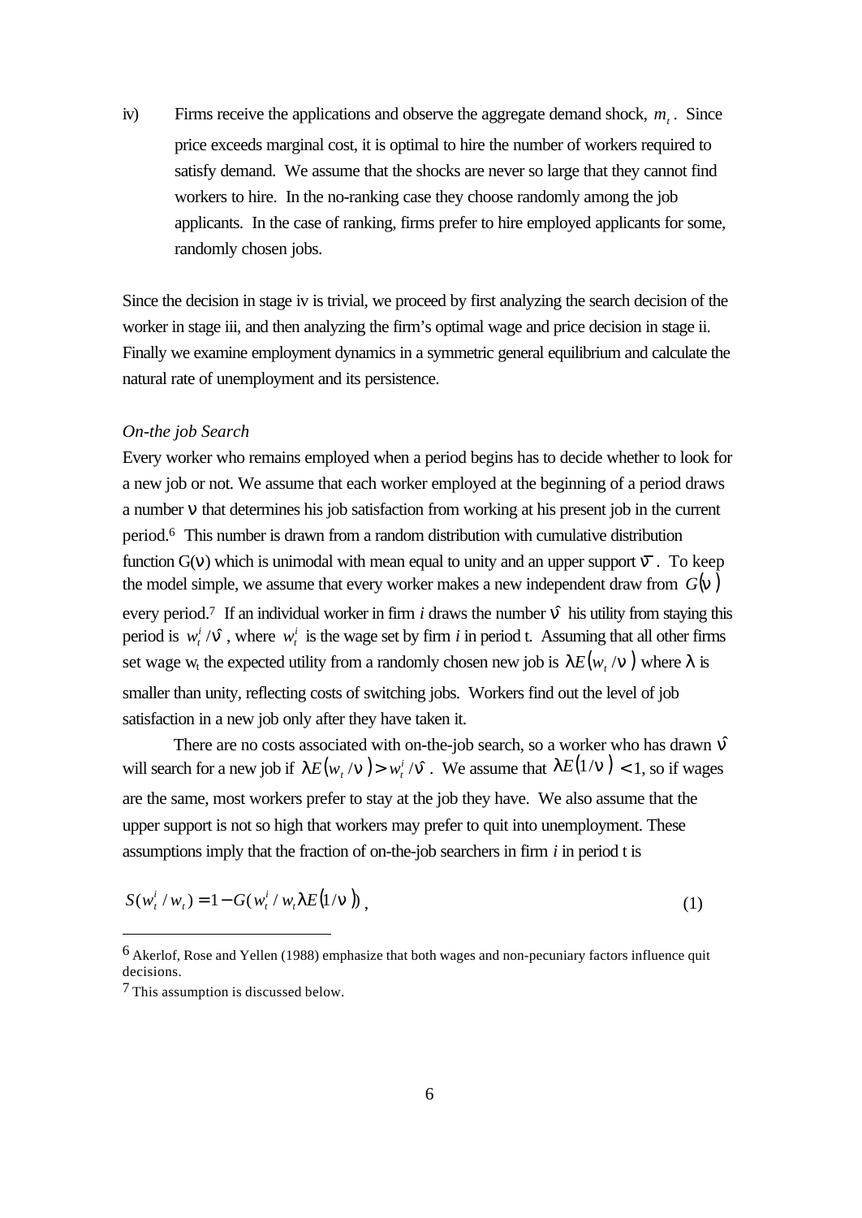iv) Firms receive the applications and observe the aggregate demand shock, $m_t$. Since price exceeds marginal cost, it is optimal to hire the number of workers required to satisfy demand. We assume that the shocks are never so large that they cannot find workers to hire. In the no-ranking case they choose randomly among the job applicants. In the case of ranking, firms prefer to hire employed applicants for some, randomly chosen jobs.

Since the decision in stage iv is trivial, we proceed by first analyzing the search decision of the worker in stage iii, and then analyzing the firm's optimal wage and price decision in stage ii. Finally we examine employment dynamics in a symmetric general equilibrium and calculate the natural rate of unemployment and its persistence.

*On-the job Search*

Every worker who remains employed when a period begins has to decide whether to look for a new job or not. We assume that each worker employed at the beginning of a period draws a number $\nu$ that determines his job satisfaction from working at his present job in the current period.[6] This number is drawn from a random distribution with cumulative distribution function $G(\nu)$ which is unimodal with mean equal to unity and an upper support $\bar{\nu}$. To keep the model simple, we assume that every worker makes a new independent draw from $G(\nu)$ every period.[7] If an individual worker in firm *i* draws the number $\hat{\nu}$ his utility from staying this period is $w_t^i/\hat{\nu}$, where $w_t^i$ is the wage set by firm *i* in period t. Assuming that all other firms set wage $w_t$ the expected utility from a randomly chosen new job is $\lambda E(w_t/\nu)$ where $\lambda$ is smaller than unity, reflecting costs of switching jobs. Workers find out the level of job satisfaction in a new job only after they have taken it.

There are no costs associated with on-the-job search, so a worker who has drawn $\hat{\nu}$ will search for a new job if $\lambda E(w_t/\nu) > w_t^i/\hat{\nu}$. We assume that $\lambda E(1/\nu) < 1$, so if wages are the same, most workers prefer to stay at the job they have. We also assume that the upper support is not so high that workers may prefer to quit into unemployment. These assumptions imply that the fraction of on-the-job searchers in firm *i* in period t is

$$S(w_t^i/w_t) = 1 - G(w_t^i/w_t \lambda E(1/\nu)), \tag{1}$$

---

[6] Akerlof, Rose and Yellen (1988) emphasize that both wages and non-pecuniary factors influence quit decisions.

[7] This assumption is discussed below.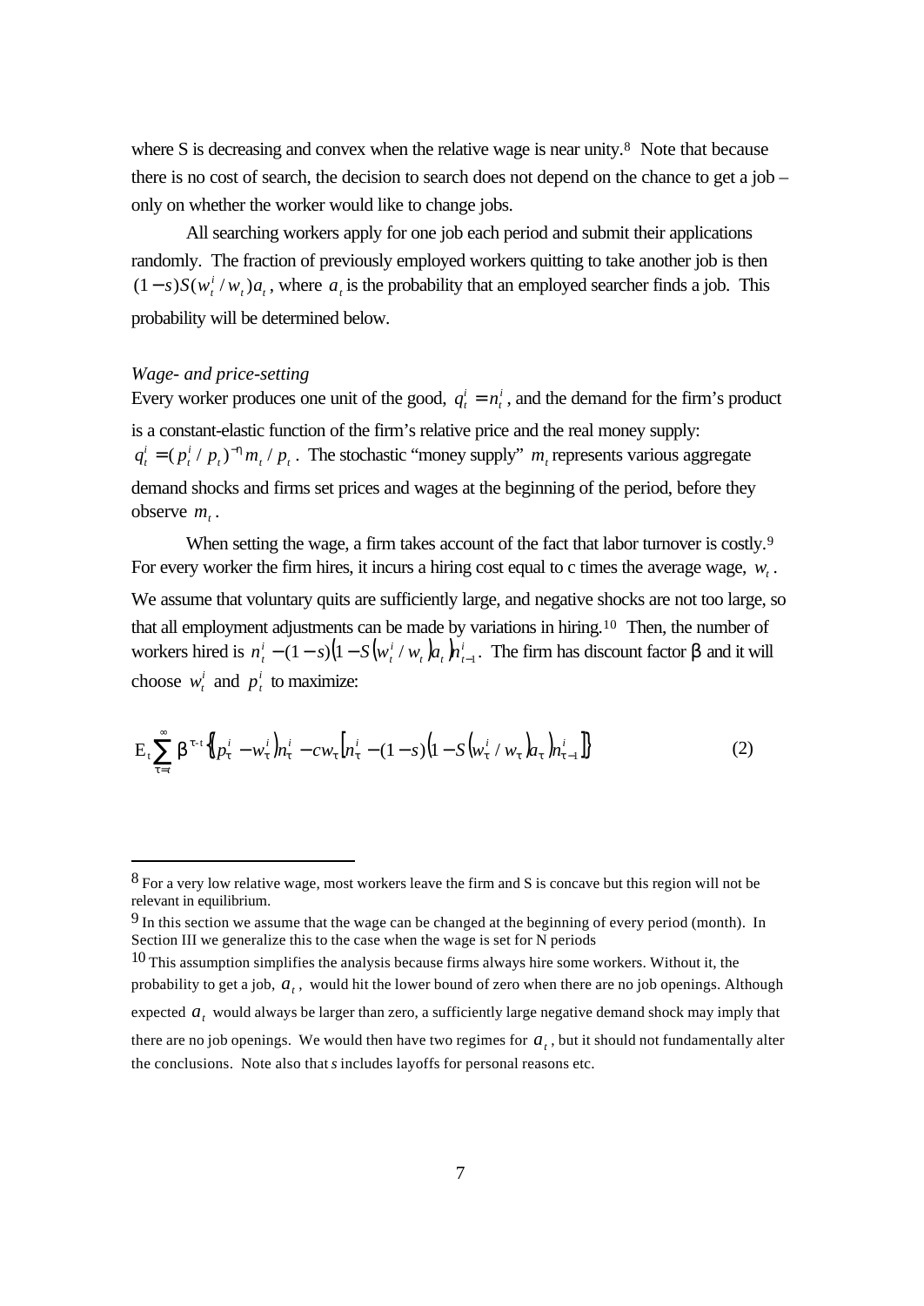where S is decreasing and convex when the relative wage is near unity.[8] Note that because there is no cost of search, the decision to search does not depend on the chance to get a job – only on whether the worker would like to change jobs.

All searching workers apply for one job each period and submit their applications randomly. The fraction of previously employed workers quitting to take another job is then $(1-s)S(w_t^i / w_t)a_t$, where $a_t$ is the probability that an employed searcher finds a job. This probability will be determined below.

*Wage- and price-setting*

Every worker produces one unit of the good, $q_t^i = n_t^i$, and the demand for the firm's product is a constant-elastic function of the firm's relative price and the real money supply: $q_t^i = (p_t^i / p_t)^{-\eta} m_t / p_t$. The stochastic "money supply" $m_t$ represents various aggregate demand shocks and firms set prices and wages at the beginning of the period, before they observe $m_t$.

When setting the wage, a firm takes account of the fact that labor turnover is costly.[9] For every worker the firm hires, it incurs a hiring cost equal to c times the average wage, $w_t$. We assume that voluntary quits are sufficiently large, and negative shocks are not too large, so that all employment adjustments can be made by variations in hiring.[10] Then, the number of workers hired is $n_t^i - (1-s)\left(1 - S\left(w_t^i / w_t\right)a_t\right)n_{t-1}^i$. The firm has discount factor β and it will choose $w_t^i$ and $p_t^i$ to maximize:

$$\mathrm{E}_t \sum_{\tau=t}^{\infty} \beta^{\tau-t} \left\{ \left(p_\tau^i - w_\tau^i\right) n_\tau^i - c w_\tau \left[ n_\tau^i - (1-s)\left(1 - S\left(w_\tau^i / w_\tau\right)a_\tau\right) n_{\tau-1}^i \right] \right\} \tag{2}$$

---

[8] For a very low relative wage, most workers leave the firm and S is concave but this region will not be relevant in equilibrium.

[9] In this section we assume that the wage can be changed at the beginning of every period (month). In Section III we generalize this to the case when the wage is set for N periods

[10] This assumption simplifies the analysis because firms always hire some workers. Without it, the probability to get a job, $a_t$, would hit the lower bound of zero when there are no job openings. Although expected $a_t$ would always be larger than zero, a sufficiently large negative demand shock may imply that there are no job openings. We would then have two regimes for $a_t$, but it should not fundamentally alter the conclusions. Note also that *s* includes layoffs for personal reasons etc.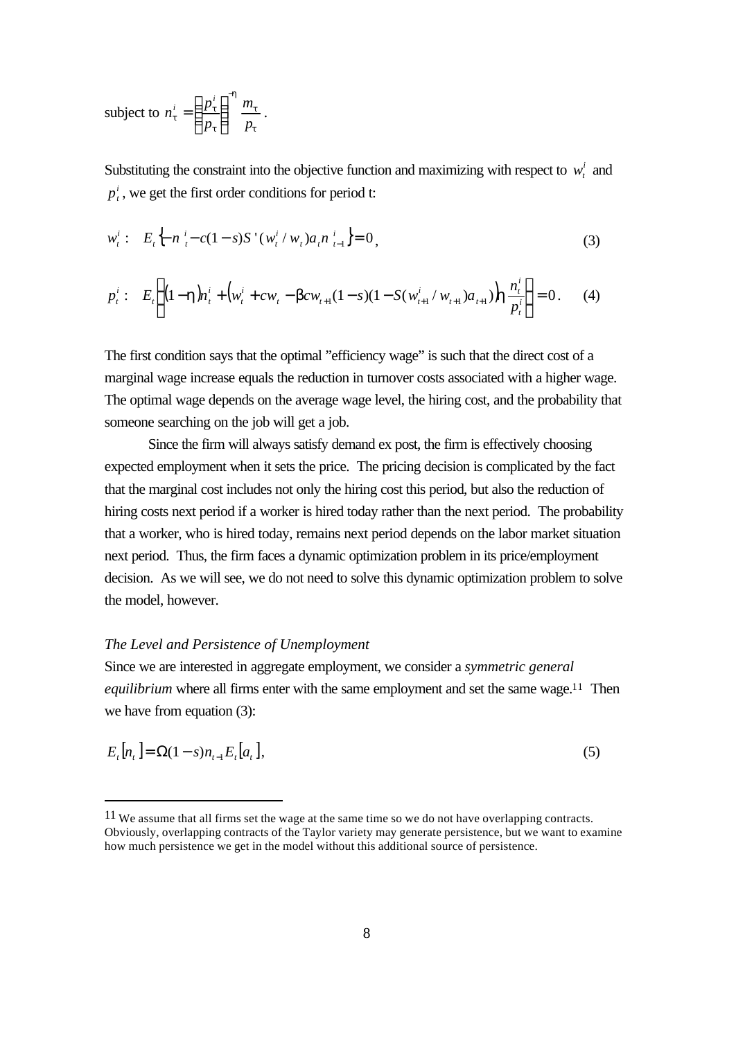subject to $n_\tau^i = \left(\frac{p_\tau^i}{p_\tau}\right)^{-\eta} \frac{m_\tau}{p_\tau}$.

Substituting the constraint into the objective function and maximizing with respect to $w_t^i$ and $p_t^i$, we get the first order conditions for period t:

$$w_t^i: \quad E_t\left\{-n_t^i - c(1-s)S'(w_t^i / w_t)a_t n_{t-1}^i\right\} = 0, \tag{3}$$

$$p_t^i: \quad E_t\left((1-\eta)n_t^i + \left(w_t^i + cw_t - \beta c w_{t+1}(1-s)(1-S(w_{t+1}^i / w_{t+1})a_{t+1})\right)\eta \frac{n_t^i}{p_t^i}\right) = 0. \tag{4}$$

The first condition says that the optimal "efficiency wage" is such that the direct cost of a marginal wage increase equals the reduction in turnover costs associated with a higher wage. The optimal wage depends on the average wage level, the hiring cost, and the probability that someone searching on the job will get a job.

Since the firm will always satisfy demand ex post, the firm is effectively choosing expected employment when it sets the price. The pricing decision is complicated by the fact that the marginal cost includes not only the hiring cost this period, but also the reduction of hiring costs next period if a worker is hired today rather than the next period. The probability that a worker, who is hired today, remains next period depends on the labor market situation next period. Thus, the firm faces a dynamic optimization problem in its price/employment decision. As we will see, we do not need to solve this dynamic optimization problem to solve the model, however.

*The Level and Persistence of Unemployment*

Since we are interested in aggregate employment, we consider a *symmetric general equilibrium* where all firms enter with the same employment and set the same wage.[11] Then we have from equation (3):

$$E_t[n_t] = \Omega(1-s)n_{t-1}E_t[a_t], \tag{5}$$

[11] We assume that all firms set the wage at the same time so we do not have overlapping contracts. Obviously, overlapping contracts of the Taylor variety may generate persistence, but we want to examine how much persistence we get in the model without this additional source of persistence.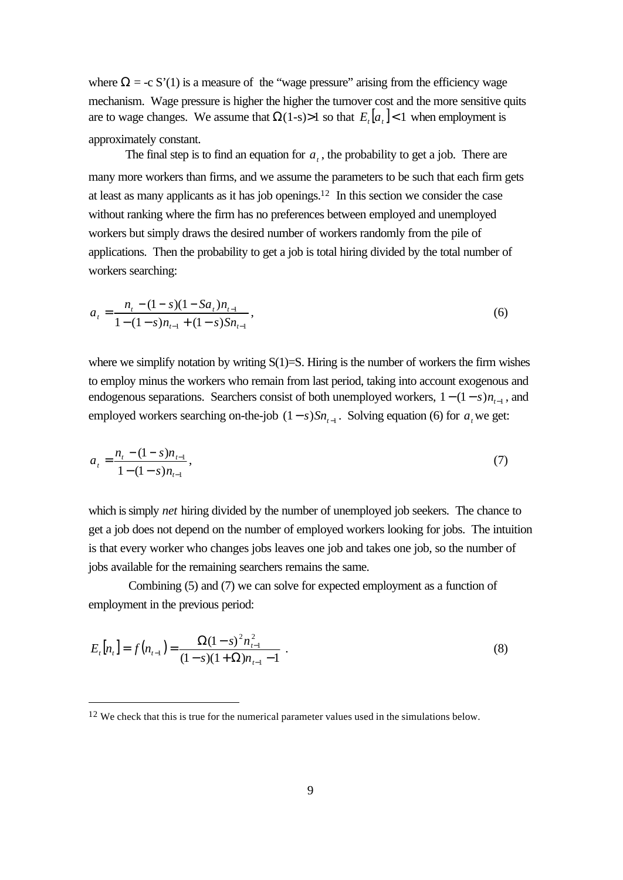where $\Omega$ = -c S'(1) is a measure of the "wage pressure" arising from the efficiency wage mechanism. Wage pressure is higher the higher the turnover cost and the more sensitive quits are to wage changes. We assume that $\Omega$(1-s)>1 so that $E_t[a_t] < 1$ when employment is approximately constant.

The final step is to find an equation for $a_t$, the probability to get a job. There are many more workers than firms, and we assume the parameters to be such that each firm gets at least as many applicants as it has job openings.[12] In this section we consider the case without ranking where the firm has no preferences between employed and unemployed workers but simply draws the desired number of workers randomly from the pile of applications. Then the probability to get a job is total hiring divided by the total number of workers searching:

$$a_t = \frac{n_t - (1-s)(1-Sa_t)n_{t-1}}{1-(1-s)n_{t-1} + (1-s)Sn_{t-1}}, \tag{6}$$

where we simplify notation by writing S(1)=S. Hiring is the number of workers the firm wishes to employ minus the workers who remain from last period, taking into account exogenous and endogenous separations. Searchers consist of both unemployed workers, $1-(1-s)n_{t-1}$, and employed workers searching on-the-job $(1-s)Sn_{t-1}$. Solving equation (6) for $a_t$ we get:

$$a_t = \frac{n_t - (1-s)n_{t-1}}{1-(1-s)n_{t-1}}, \tag{7}$$

which is simply *net* hiring divided by the number of unemployed job seekers. The chance to get a job does not depend on the number of employed workers looking for jobs. The intuition is that every worker who changes jobs leaves one job and takes one job, so the number of jobs available for the remaining searchers remains the same.

Combining (5) and (7) we can solve for expected employment as a function of employment in the previous period:

$$E_t[n_t] = f(n_{t-1}) = \frac{\Omega(1-s)^2 n_{t-1}^2}{(1-s)(1+\Omega)n_{t-1} - 1} \ . \tag{8}$$

---

[12] We check that this is true for the numerical parameter values used in the simulations below.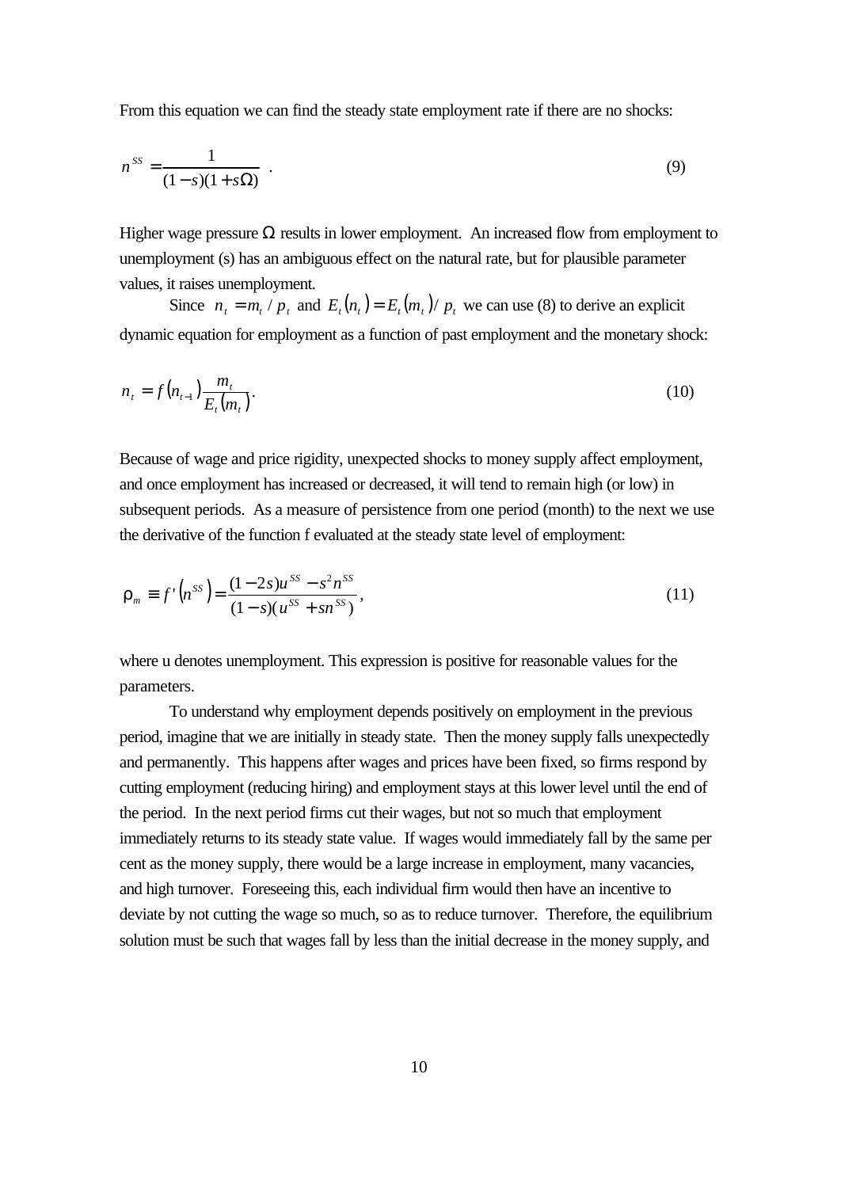From this equation we can find the steady state employment rate if there are no shocks:

$$n^{SS} = \frac{1}{(1-s)(1+s\Omega)} \quad . \tag{9}$$

Higher wage pressure $\Omega$ results in lower employment. An increased flow from employment to unemployment (s) has an ambiguous effect on the natural rate, but for plausible parameter values, it raises unemployment.

Since $n_t = m_t / p_t$ and $E_t(n_t) = E_t(m_t)/ p_t$ we can use (8) to derive an explicit dynamic equation for employment as a function of past employment and the monetary shock:

$$n_t = f(n_{t-1}) \frac{m_t}{E_t(m_t)}. \tag{10}$$

Because of wage and price rigidity, unexpected shocks to money supply affect employment, and once employment has increased or decreased, it will tend to remain high (or low) in subsequent periods. As a measure of persistence from one period (month) to the next we use the derivative of the function f evaluated at the steady state level of employment:

$$\rho_m \equiv f'(n^{SS}) = \frac{(1-2s)u^{SS} - s^2 n^{SS}}{(1-s)(u^{SS} + sn^{SS})}, \tag{11}$$

where u denotes unemployment. This expression is positive for reasonable values for the parameters.

To understand why employment depends positively on employment in the previous period, imagine that we are initially in steady state. Then the money supply falls unexpectedly and permanently. This happens after wages and prices have been fixed, so firms respond by cutting employment (reducing hiring) and employment stays at this lower level until the end of the period. In the next period firms cut their wages, but not so much that employment immediately returns to its steady state value. If wages would immediately fall by the same per cent as the money supply, there would be a large increase in employment, many vacancies, and high turnover. Foreseeing this, each individual firm would then have an incentive to deviate by not cutting the wage so much, so as to reduce turnover. Therefore, the equilibrium solution must be such that wages fall by less than the initial decrease in the money supply, and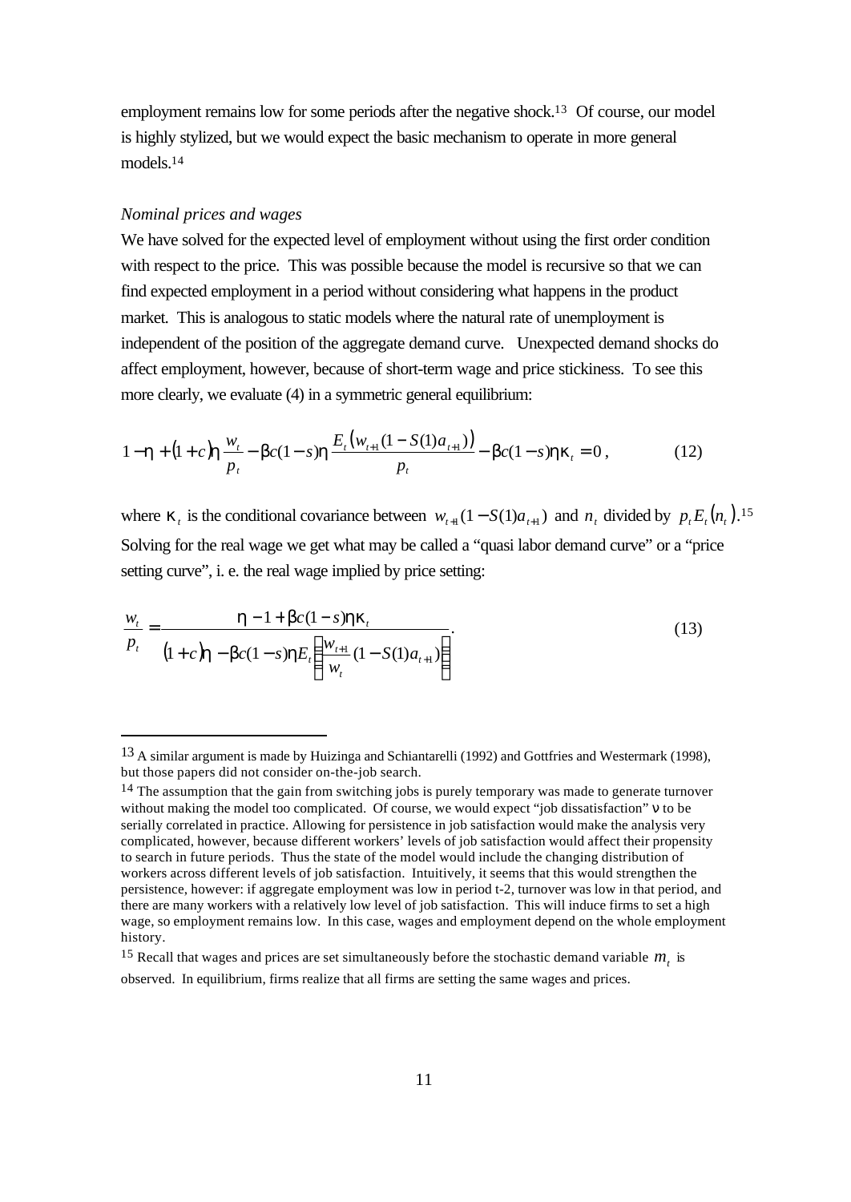employment remains low for some periods after the negative shock.[13] Of course, our model is highly stylized, but we would expect the basic mechanism to operate in more general models.[14]

*Nominal prices and wages*

We have solved for the expected level of employment without using the first order condition with respect to the price. This was possible because the model is recursive so that we can find expected employment in a period without considering what happens in the product market. This is analogous to static models where the natural rate of unemployment is independent of the position of the aggregate demand curve. Unexpected demand shocks do affect employment, however, because of short-term wage and price stickiness. To see this more clearly, we evaluate (4) in a symmetric general equilibrium:

$$1-\eta+(1+c)\eta\frac{w_t}{p_t}-\beta c(1-s)\eta\frac{E_t\left(w_{t+1}(1-S(1)a_{t+1})\right)}{p_t}-\beta c(1-s)\eta\kappa_t=0\,, \tag{12}$$

where $\kappa_t$ is the conditional covariance between $w_{t+1}(1-S(1)a_{t+1})$ and $n_t$ divided by $p_t E_t(n_t)$.[15] Solving for the real wage we get what may be called a "quasi labor demand curve" or a "price setting curve", i. e. the real wage implied by price setting:

$$\frac{w_t}{p_t}=\frac{\eta-1+\beta c(1-s)\eta\kappa_t}{(1+c)\eta-\beta c(1-s)\eta E_t\left(\frac{w_{t+1}}{w_t}(1-S(1)a_{t+1})\right)}. \tag{13}$$

---

[13] A similar argument is made by Huizinga and Schiantarelli (1992) and Gottfries and Westermark (1998), but those papers did not consider on-the-job search.

[14] The assumption that the gain from switching jobs is purely temporary was made to generate turnover without making the model too complicated. Of course, we would expect "job dissatisfaction" $\nu$ to be serially correlated in practice. Allowing for persistence in job satisfaction would make the analysis very complicated, however, because different workers' levels of job satisfaction would affect their propensity to search in future periods. Thus the state of the model would include the changing distribution of workers across different levels of job satisfaction. Intuitively, it seems that this would strengthen the persistence, however: if aggregate employment was low in period t-2, turnover was low in that period, and there are many workers with a relatively low level of job satisfaction. This will induce firms to set a high wage, so employment remains low. In this case, wages and employment depend on the whole employment history.

[15] Recall that wages and prices are set simultaneously before the stochastic demand variable $m_t$ is observed. In equilibrium, firms realize that all firms are setting the same wages and prices.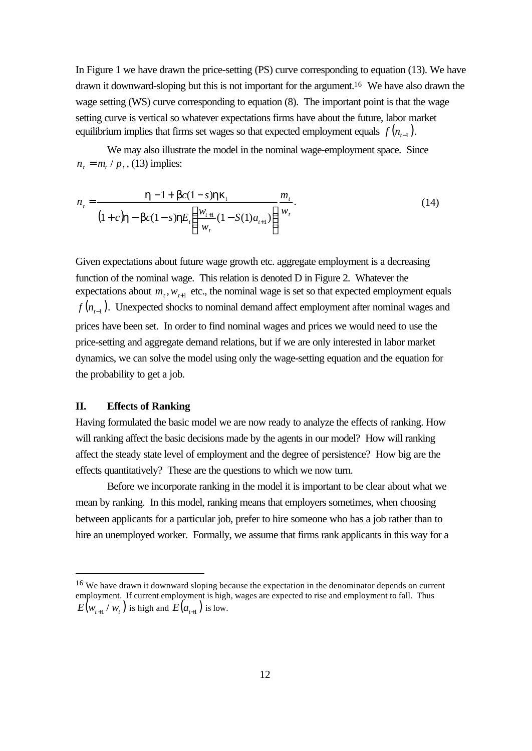In Figure 1 we have drawn the price-setting (PS) curve corresponding to equation (13). We have drawn it downward-sloping but this is not important for the argument.[16] We have also drawn the wage setting (WS) curve corresponding to equation (8). The important point is that the wage setting curve is vertical so whatever expectations firms have about the future, labor market equilibrium implies that firms set wages so that expected employment equals $f(n_{t-1})$.

We may also illustrate the model in the nominal wage-employment space. Since $n_t = m_t / p_t$, (13) implies:

$$n_t = \frac{\eta - 1 + \beta c(1-s)\eta\kappa_t}{(1+c)\eta - \beta c(1-s)\eta E_t\left[\frac{w_{t+1}}{w_t}(1 - S(1)a_{t+1})\right]}\frac{m_t}{w_t}. \tag{14}$$

Given expectations about future wage growth etc. aggregate employment is a decreasing function of the nominal wage. This relation is denoted D in Figure 2. Whatever the expectations about $m_t, w_{t+1}$ etc., the nominal wage is set so that expected employment equals $f(n_{t-1})$. Unexpected shocks to nominal demand affect employment after nominal wages and prices have been set. In order to find nominal wages and prices we would need to use the price-setting and aggregate demand relations, but if we are only interested in labor market dynamics, we can solve the model using only the wage-setting equation and the equation for the probability to get a job.

## II. Effects of Ranking

Having formulated the basic model we are now ready to analyze the effects of ranking. How will ranking affect the basic decisions made by the agents in our model? How will ranking affect the steady state level of employment and the degree of persistence? How big are the effects quantitatively? These are the questions to which we now turn.

Before we incorporate ranking in the model it is important to be clear about what we mean by ranking. In this model, ranking means that employers sometimes, when choosing between applicants for a particular job, prefer to hire someone who has a job rather than to hire an unemployed worker. Formally, we assume that firms rank applicants in this way for a

---

[16] We have drawn it downward sloping because the expectation in the denominator depends on current employment. If current employment is high, wages are expected to rise and employment to fall. Thus $E(w_{t+1}/w_t)$ is high and $E(a_{t+1})$ is low.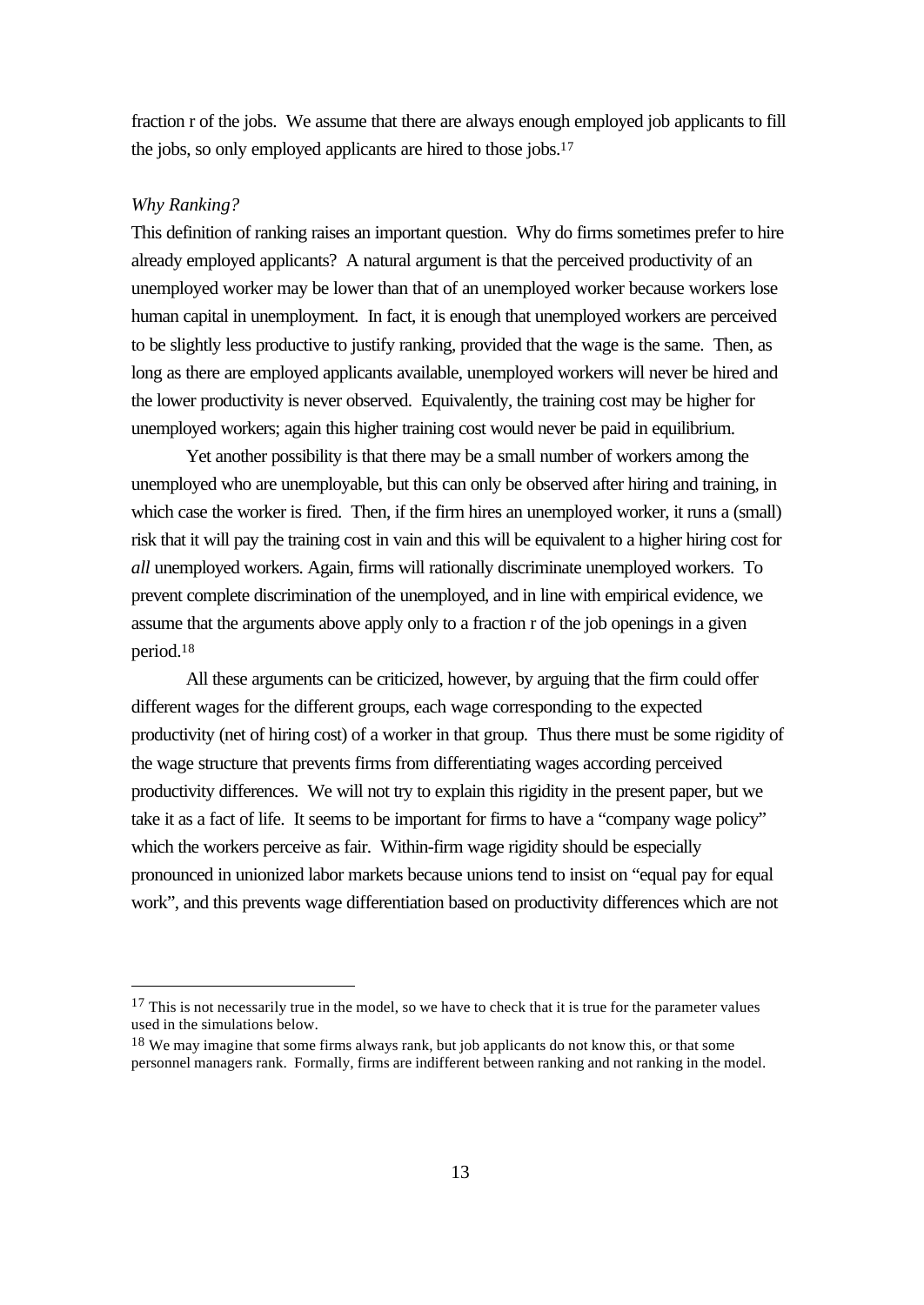fraction r of the jobs. We assume that there are always enough employed job applicants to fill the jobs, so only employed applicants are hired to those jobs.[17]

*Why Ranking?*

This definition of ranking raises an important question. Why do firms sometimes prefer to hire already employed applicants? A natural argument is that the perceived productivity of an unemployed worker may be lower than that of an unemployed worker because workers lose human capital in unemployment. In fact, it is enough that unemployed workers are perceived to be slightly less productive to justify ranking, provided that the wage is the same. Then, as long as there are employed applicants available, unemployed workers will never be hired and the lower productivity is never observed. Equivalently, the training cost may be higher for unemployed workers; again this higher training cost would never be paid in equilibrium.

Yet another possibility is that there may be a small number of workers among the unemployed who are unemployable, but this can only be observed after hiring and training, in which case the worker is fired. Then, if the firm hires an unemployed worker, it runs a (small) risk that it will pay the training cost in vain and this will be equivalent to a higher hiring cost for *all* unemployed workers. Again, firms will rationally discriminate unemployed workers. To prevent complete discrimination of the unemployed, and in line with empirical evidence, we assume that the arguments above apply only to a fraction r of the job openings in a given period.[18]

All these arguments can be criticized, however, by arguing that the firm could offer different wages for the different groups, each wage corresponding to the expected productivity (net of hiring cost) of a worker in that group. Thus there must be some rigidity of the wage structure that prevents firms from differentiating wages according perceived productivity differences. We will not try to explain this rigidity in the present paper, but we take it as a fact of life. It seems to be important for firms to have a "company wage policy" which the workers perceive as fair. Within-firm wage rigidity should be especially pronounced in unionized labor markets because unions tend to insist on "equal pay for equal work", and this prevents wage differentiation based on productivity differences which are not

---

[17] This is not necessarily true in the model, so we have to check that it is true for the parameter values used in the simulations below.

[18] We may imagine that some firms always rank, but job applicants do not know this, or that some personnel managers rank. Formally, firms are indifferent between ranking and not ranking in the model.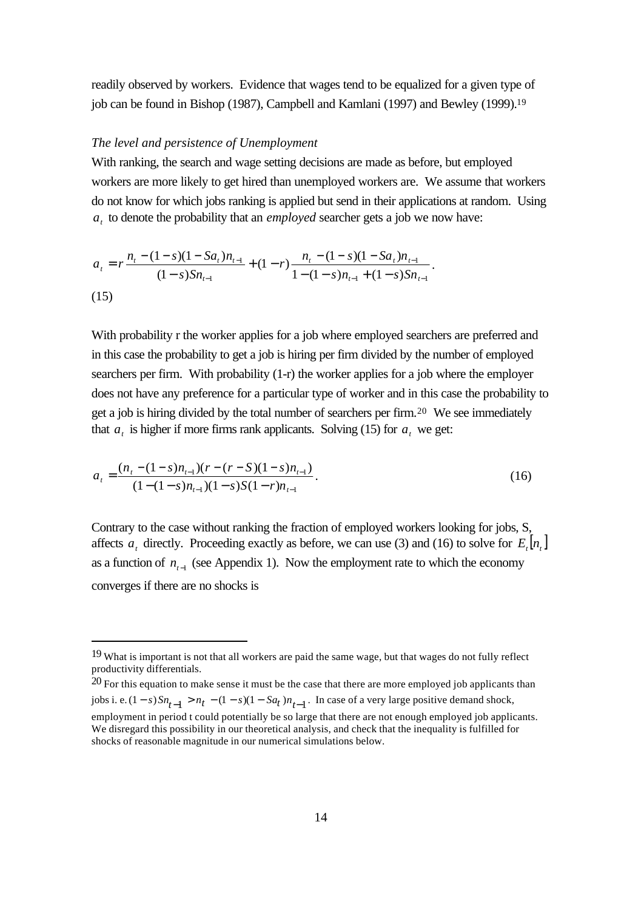readily observed by workers. Evidence that wages tend to be equalized for a given type of job can be found in Bishop (1987), Campbell and Kamlani (1997) and Bewley (1999).[19]

*The level and persistence of Unemployment*

With ranking, the search and wage setting decisions are made as before, but employed workers are more likely to get hired than unemployed workers are. We assume that workers do not know for which jobs ranking is applied but send in their applications at random. Using $a_t$ to denote the probability that an *employed* searcher gets a job we now have:

$$a_t = r\frac{n_t - (1-s)(1-Sa_t)n_{t-1}}{(1-s)Sn_{t-1}} + (1-r)\frac{n_t - (1-s)(1-Sa_t)n_{t-1}}{1-(1-s)n_{t-1} + (1-s)Sn_{t-1}}.$$

(15)

With probability r the worker applies for a job where employed searchers are preferred and in this case the probability to get a job is hiring per firm divided by the number of employed searchers per firm. With probability (1-r) the worker applies for a job where the employer does not have any preference for a particular type of worker and in this case the probability to get a job is hiring divided by the total number of searchers per firm.[20] We see immediately that $a_t$ is higher if more firms rank applicants. Solving (15) for $a_t$ we get:

$$a_t = \frac{(n_t - (1-s)n_{t-1})(r - (r-S)(1-s)n_{t-1})}{(1-(1-s)n_{t-1})(1-s)S(1-r)n_{t-1}}. \tag{16}$$

Contrary to the case without ranking the fraction of employed workers looking for jobs, S, affects $a_t$ directly. Proceeding exactly as before, we can use (3) and (16) to solve for $E_t[n_t]$ as a function of $n_{t-1}$ (see Appendix 1). Now the employment rate to which the economy converges if there are no shocks is

---

[19] What is important is not that all workers are paid the same wage, but that wages do not fully reflect productivity differentials.

[20] For this equation to make sense it must be the case that there are more employed job applicants than jobs i. e. $(1-s)Sn_{t-1} > n_t - (1-s)(1-Sa_t)n_{t-1}$. In case of a very large positive demand shock, employment in period t could potentially be so large that there are not enough employed job applicants. We disregard this possibility in our theoretical analysis, and check that the inequality is fulfilled for shocks of reasonable magnitude in our numerical simulations below.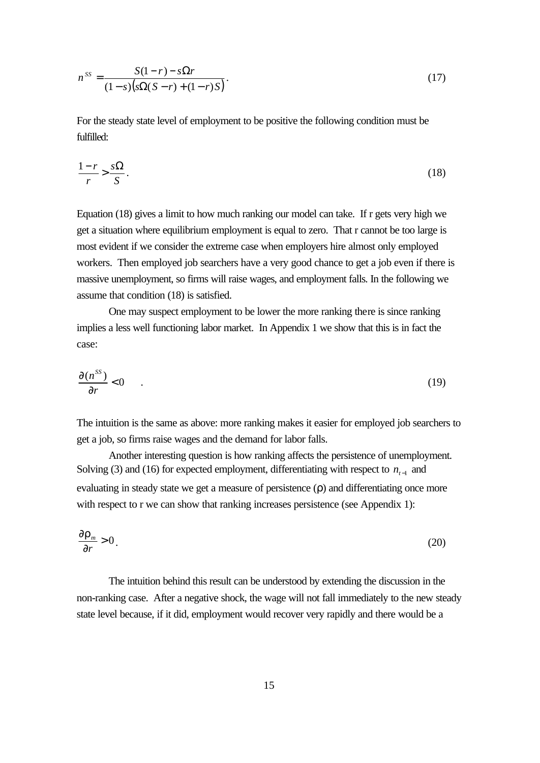$$n^{SS} = \frac{S(1-r) - s\Omega r}{(1-s)\left(s\Omega(S-r) + (1-r)S\right)}. \tag{17}$$

For the steady state level of employment to be positive the following condition must be fulfilled:

$$\frac{1-r}{r} > \frac{s\Omega}{S}. \tag{18}$$

Equation (18) gives a limit to how much ranking our model can take. If r gets very high we get a situation where equilibrium employment is equal to zero. That r cannot be too large is most evident if we consider the extreme case when employers hire almost only employed workers. Then employed job searchers have a very good chance to get a job even if there is massive unemployment, so firms will raise wages, and employment falls. In the following we assume that condition (18) is satisfied.

One may suspect employment to be lower the more ranking there is since ranking implies a less well functioning labor market. In Appendix 1 we show that this is in fact the case:

$$\frac{\partial(n^{SS})}{\partial r} < 0 \quad . \tag{19}$$

The intuition is the same as above: more ranking makes it easier for employed job searchers to get a job, so firms raise wages and the demand for labor falls.

Another interesting question is how ranking affects the persistence of unemployment. Solving (3) and (16) for expected employment, differentiating with respect to $n_{t-1}$ and evaluating in steady state we get a measure of persistence ($\rho$) and differentiating once more with respect to r we can show that ranking increases persistence (see Appendix 1):

$$\frac{\partial \rho_m}{\partial r} > 0. \tag{20}$$

The intuition behind this result can be understood by extending the discussion in the non-ranking case. After a negative shock, the wage will not fall immediately to the new steady state level because, if it did, employment would recover very rapidly and there would be a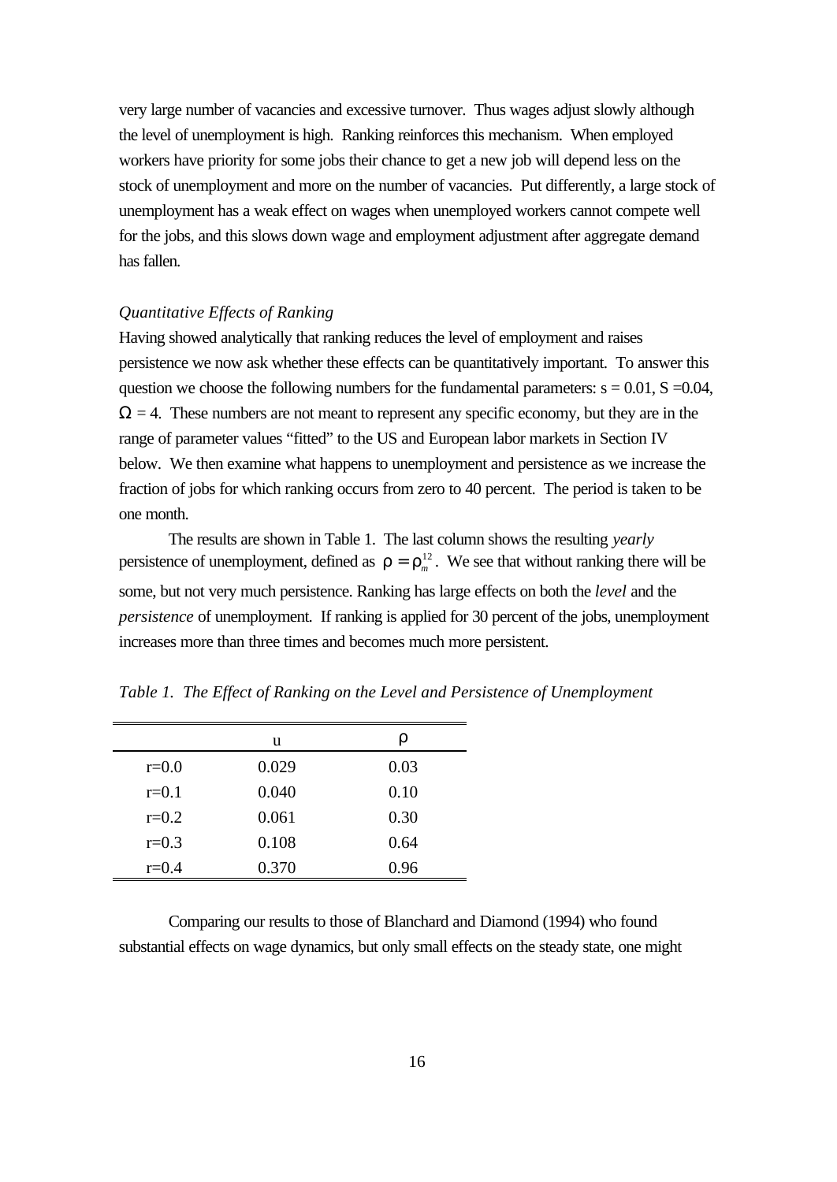very large number of vacancies and excessive turnover. Thus wages adjust slowly although the level of unemployment is high. Ranking reinforces this mechanism. When employed workers have priority for some jobs their chance to get a new job will depend less on the stock of unemployment and more on the number of vacancies. Put differently, a large stock of unemployment has a weak effect on wages when unemployed workers cannot compete well for the jobs, and this slows down wage and employment adjustment after aggregate demand has fallen.

*Quantitative Effects of Ranking*

Having showed analytically that ranking reduces the level of employment and raises persistence we now ask whether these effects can be quantitatively important. To answer this question we choose the following numbers for the fundamental parameters: $s = 0.01$, $S = 0.04$, $\Omega = 4$. These numbers are not meant to represent any specific economy, but they are in the range of parameter values "fitted" to the US and European labor markets in Section IV below. We then examine what happens to unemployment and persistence as we increase the fraction of jobs for which ranking occurs from zero to 40 percent. The period is taken to be one month.

The results are shown in Table 1. The last column shows the resulting *yearly* persistence of unemployment, defined as $\rho = \rho_m^{12}$. We see that without ranking there will be some, but not very much persistence. Ranking has large effects on both the *level* and the *persistence* of unemployment. If ranking is applied for 30 percent of the jobs, unemployment increases more than three times and becomes much more persistent.

*Table 1. The Effect of Ranking on the Level and Persistence of Unemployment*

| | u | $\rho$ |
|---|---|---|
| r=0.0 | 0.029 | 0.03 |
| r=0.1 | 0.040 | 0.10 |
| r=0.2 | 0.061 | 0.30 |
| r=0.3 | 0.108 | 0.64 |
| r=0.4 | 0.370 | 0.96 |

Comparing our results to those of Blanchard and Diamond (1994) who found substantial effects on wage dynamics, but only small effects on the steady state, one might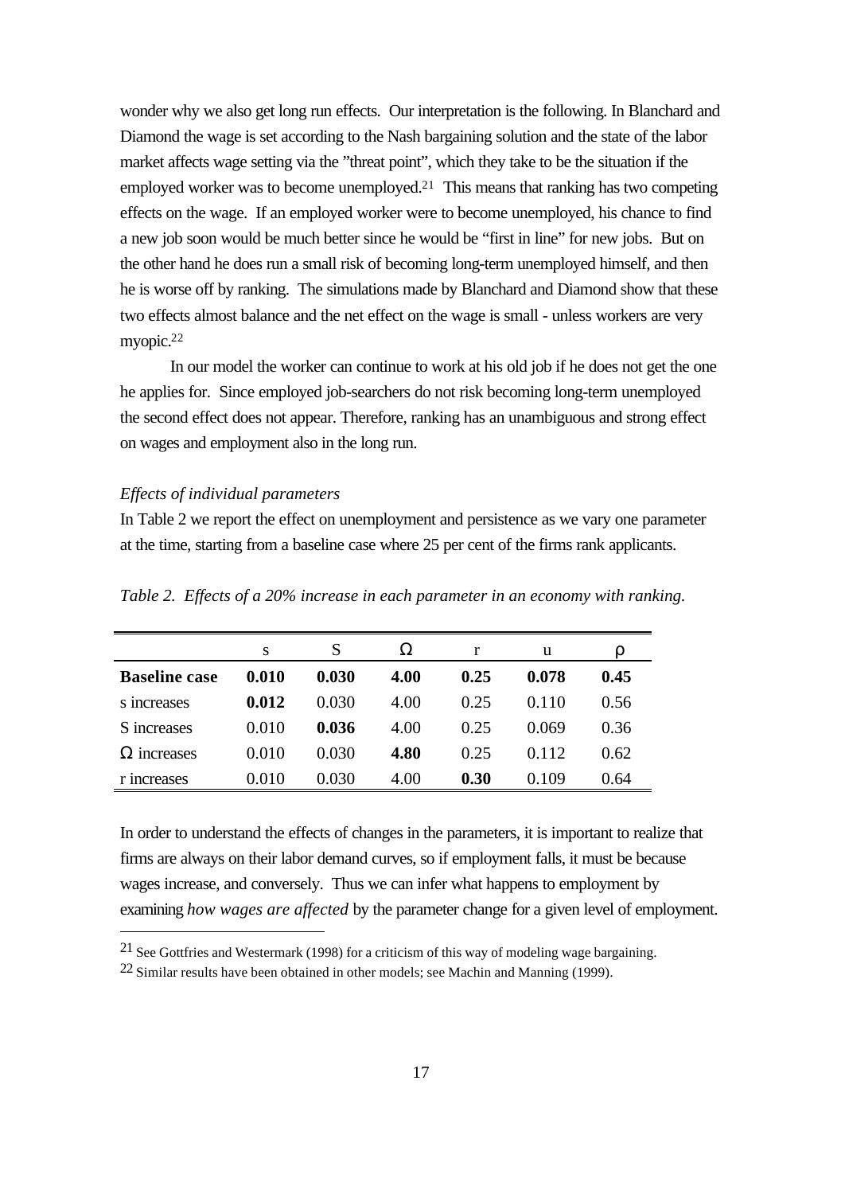wonder why we also get long run effects. Our interpretation is the following. In Blanchard and Diamond the wage is set according to the Nash bargaining solution and the state of the labor market affects wage setting via the "threat point", which they take to be the situation if the employed worker was to become unemployed.[21] This means that ranking has two competing effects on the wage. If an employed worker were to become unemployed, his chance to find a new job soon would be much better since he would be "first in line" for new jobs. But on the other hand he does run a small risk of becoming long-term unemployed himself, and then he is worse off by ranking. The simulations made by Blanchard and Diamond show that these two effects almost balance and the net effect on the wage is small - unless workers are very myopic.[22]

In our model the worker can continue to work at his old job if he does not get the one he applies for. Since employed job-searchers do not risk becoming long-term unemployed the second effect does not appear. Therefore, ranking has an unambiguous and strong effect on wages and employment also in the long run.

*Effects of individual parameters*

In Table 2 we report the effect on unemployment and persistence as we vary one parameter at the time, starting from a baseline case where 25 per cent of the firms rank applicants.

*Table 2. Effects of a 20% increase in each parameter in an economy with ranking.*

| | s | S | $\Omega$ | r | u | $\rho$ |
|---|---|---|---|---|---|---|
| **Baseline case** | **0.010** | **0.030** | **4.00** | **0.25** | **0.078** | **0.45** |
| s increases | **0.012** | 0.030 | 4.00 | 0.25 | 0.110 | 0.56 |
| S increases | 0.010 | **0.036** | 4.00 | 0.25 | 0.069 | 0.36 |
| $\Omega$ increases | 0.010 | 0.030 | **4.80** | 0.25 | 0.112 | 0.62 |
| r increases | 0.010 | 0.030 | 4.00 | **0.30** | 0.109 | 0.64 |

In order to understand the effects of changes in the parameters, it is important to realize that firms are always on their labor demand curves, so if employment falls, it must be because wages increase, and conversely. Thus we can infer what happens to employment by examining *how wages are affected* by the parameter change for a given level of employment.

[21] See Gottfries and Westermark (1998) for a criticism of this way of modeling wage bargaining.

[22] Similar results have been obtained in other models; see Machin and Manning (1999).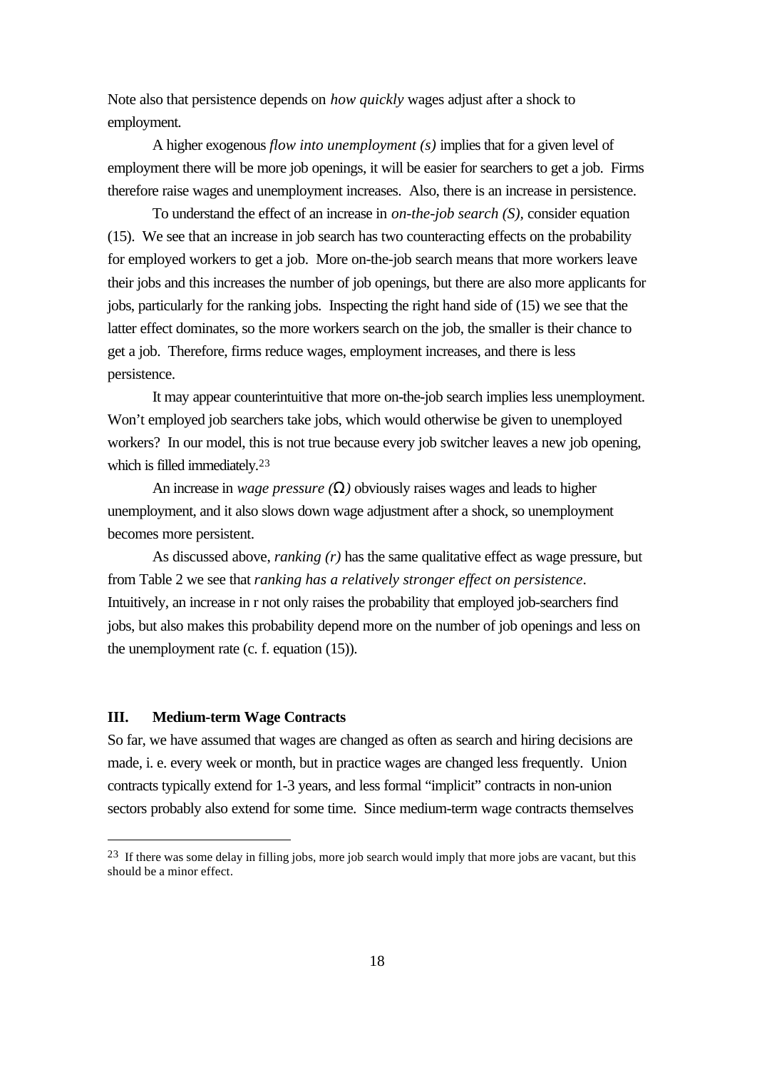Note also that persistence depends on *how quickly* wages adjust after a shock to employment.

A higher exogenous *flow into unemployment (s)* implies that for a given level of employment there will be more job openings, it will be easier for searchers to get a job. Firms therefore raise wages and unemployment increases. Also, there is an increase in persistence.

To understand the effect of an increase in *on-the-job search (S),* consider equation (15). We see that an increase in job search has two counteracting effects on the probability for employed workers to get a job. More on-the-job search means that more workers leave their jobs and this increases the number of job openings, but there are also more applicants for jobs, particularly for the ranking jobs. Inspecting the right hand side of (15) we see that the latter effect dominates, so the more workers search on the job, the smaller is their chance to get a job. Therefore, firms reduce wages, employment increases, and there is less persistence.

It may appear counterintuitive that more on-the-job search implies less unemployment. Won't employed job searchers take jobs, which would otherwise be given to unemployed workers? In our model, this is not true because every job switcher leaves a new job opening, which is filled immediately.[23]

An increase in *wage pressure ($\Omega$)* obviously raises wages and leads to higher unemployment, and it also slows down wage adjustment after a shock, so unemployment becomes more persistent.

As discussed above, *ranking (r)* has the same qualitative effect as wage pressure, but from Table 2 we see that *ranking has a relatively stronger effect on persistence*. Intuitively, an increase in r not only raises the probability that employed job-searchers find jobs, but also makes this probability depend more on the number of job openings and less on the unemployment rate (c. f. equation (15)).

## III. Medium-term Wage Contracts

So far, we have assumed that wages are changed as often as search and hiring decisions are made, i. e. every week or month, but in practice wages are changed less frequently. Union contracts typically extend for 1-3 years, and less formal "implicit" contracts in non-union sectors probably also extend for some time. Since medium-term wage contracts themselves

[23] If there was some delay in filling jobs, more job search would imply that more jobs are vacant, but this should be a minor effect.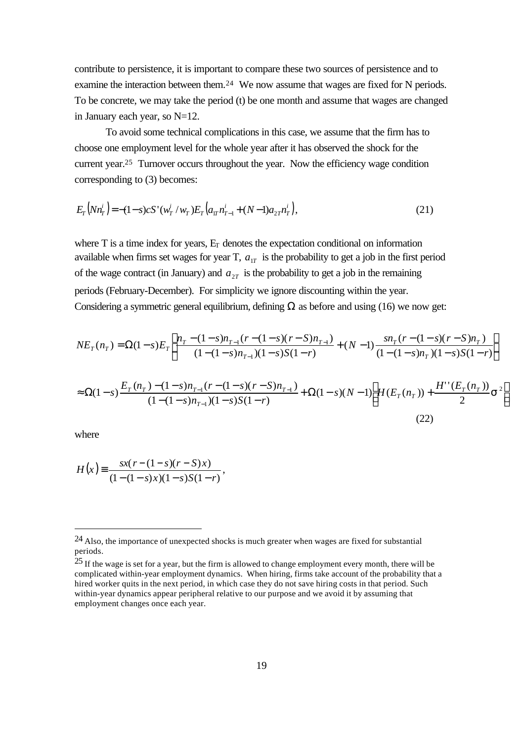contribute to persistence, it is important to compare these two sources of persistence and to examine the interaction between them.[24] We now assume that wages are fixed for N periods. To be concrete, we may take the period (t) be one month and assume that wages are changed in January each year, so N=12.

To avoid some technical complications in this case, we assume that the firm has to choose one employment level for the whole year after it has observed the shock for the current year.[25] Turnover occurs throughout the year. Now the efficiency wage condition corresponding to (3) becomes:

$$E_T\left(Nn_T^i\right) = -(1-s)cS'(w_T^i / w_T)E_T\left(a_{1T}n_{T-1}^i + (N-1)a_{2T}n_T^i\right), \tag{21}$$

where T is a time index for years, $E_T$ denotes the expectation conditional on information available when firms set wages for year T, $a_{1T}$ is the probability to get a job in the first period of the wage contract (in January) and $a_{2T}$ is the probability to get a job in the remaining periods (February-December). For simplicity we ignore discounting within the year. Considering a symmetric general equilibrium, defining $\Omega$ as before and using (16) we now get:

$$NE_T(n_T) = \Omega(1-s)E_T\left[\frac{n_T-(1-s)n_{T-1}(r-(1-s)(r-S)n_{T-1})}{(1-(1-s)n_{T-1})(1-s)S(1-r)} + (N-1)\frac{sn_T(r-(1-s)(r-S)n_T)}{(1-(1-s)n_T)(1-s)S(1-r)}\right]$$

$$\approx \Omega(1-s)\frac{E_T(n_T)-(1-s)n_{T-1}(r-(1-s)(r-S)n_{T-1})}{(1-(1-s)n_{T-1})(1-s)S(1-r)} + \Omega(1-s)(N-1)\left[H(E_T(n_T)) + \frac{H''(E_T(n_T))}{2}\sigma^2\right] \tag{22}$$

where

$$H(x) \equiv \frac{sx(r-(1-s)(r-S)x)}{(1-(1-s)x)(1-s)S(1-r)},$$

---

[24] Also, the importance of unexpected shocks is much greater when wages are fixed for substantial periods.

[25] If the wage is set for a year, but the firm is allowed to change employment every month, there will be complicated within-year employment dynamics. When hiring, firms take account of the probability that a hired worker quits in the next period, in which case they do not save hiring costs in that period. Such within-year dynamics appear peripheral relative to our purpose and we avoid it by assuming that employment changes once each year.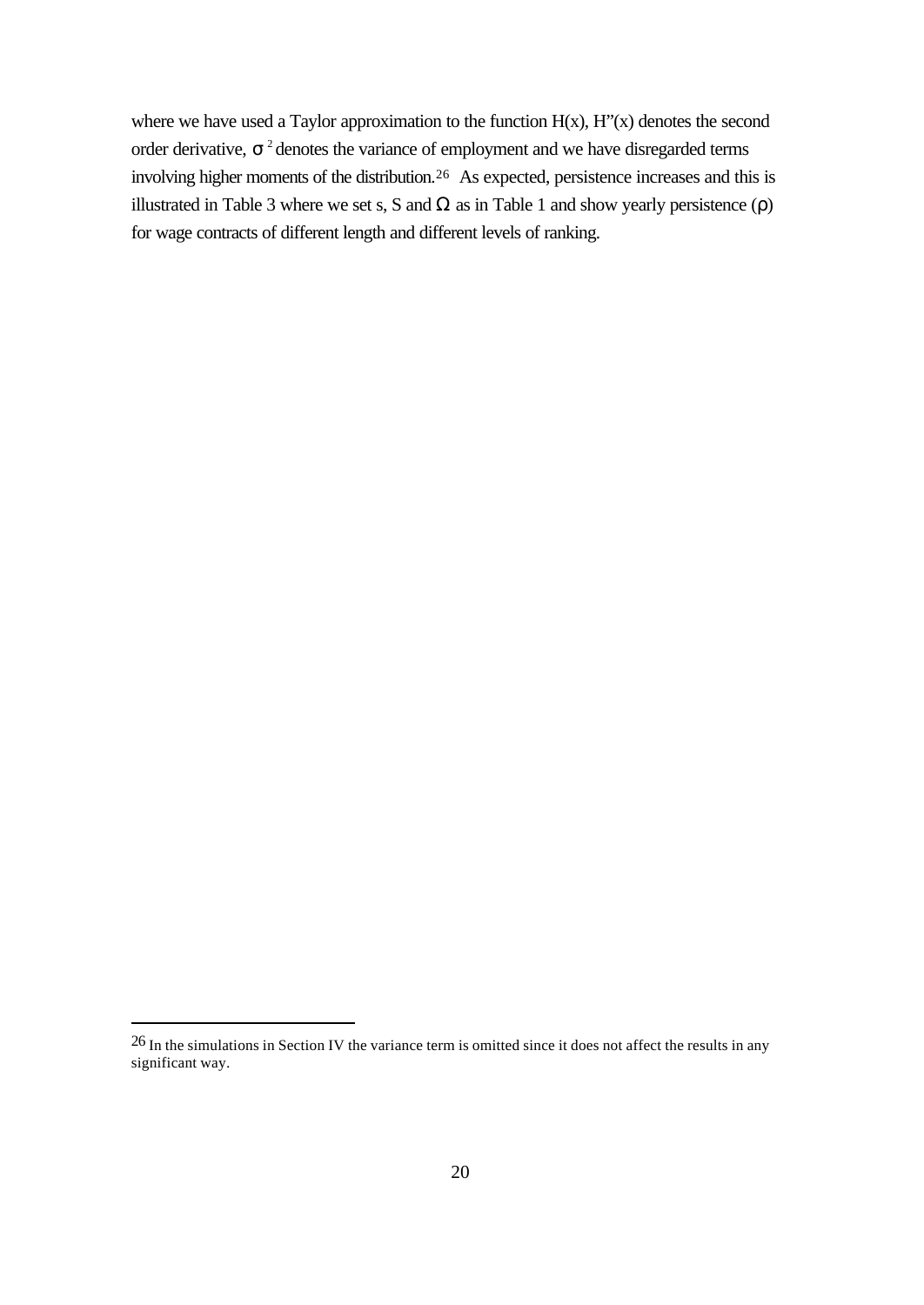where we have used a Taylor approximation to the function $H(x)$, $H''(x)$ denotes the second order derivative, $\sigma^2$ denotes the variance of employment and we have disregarded terms involving higher moments of the distribution.[26] As expected, persistence increases and this is illustrated in Table 3 where we set s, S and $\Omega$ as in Table 1 and show yearly persistence ($\rho$) for wage contracts of different length and different levels of ranking.

---

[26] In the simulations in Section IV the variance term is omitted since it does not affect the results in any significant way.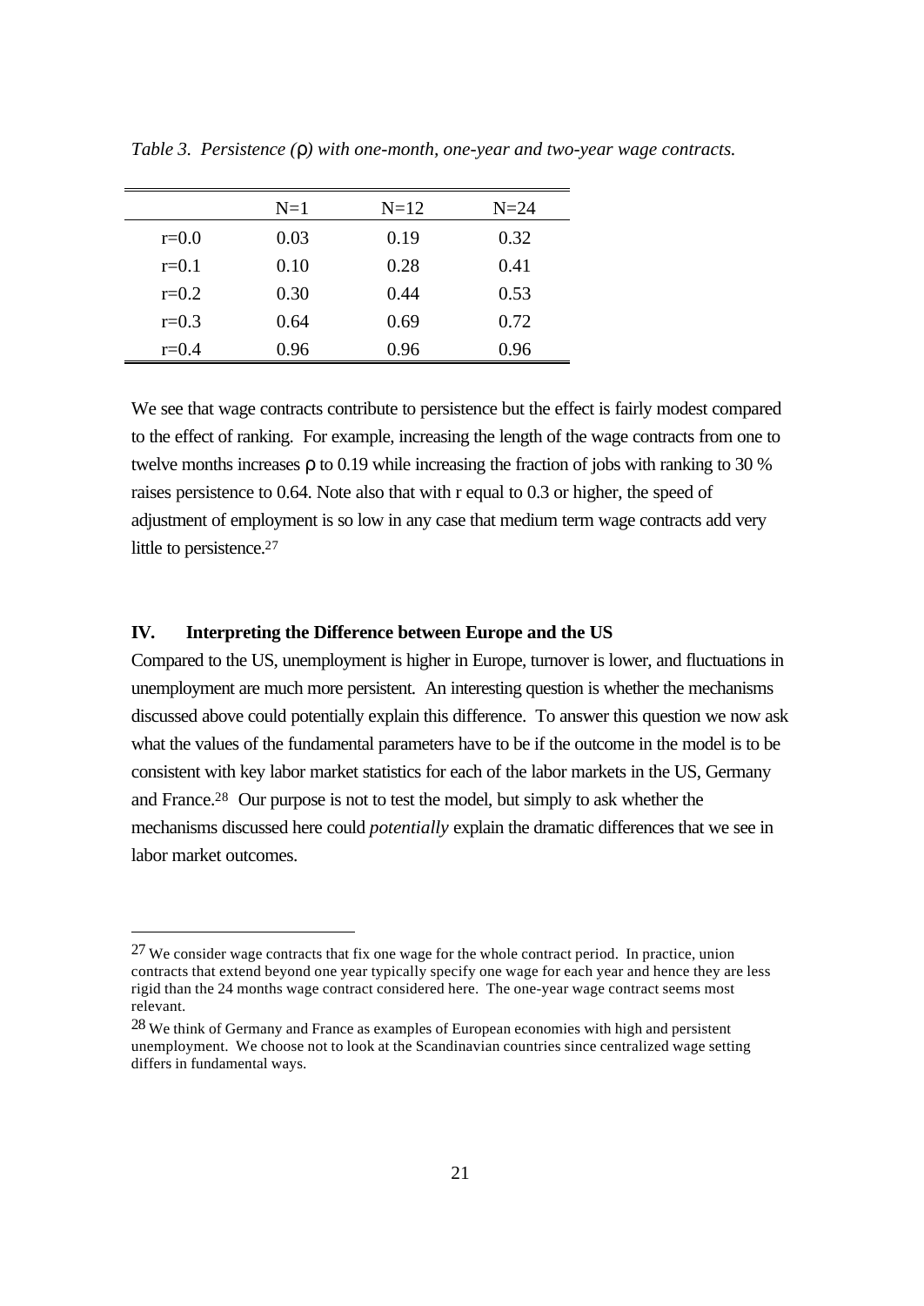*Table 3. Persistence (ρ) with one-month, one-year and two-year wage contracts.*

| | N=1 | N=12 | N=24 |
|---|---|---|---|
| r=0.0 | 0.03 | 0.19 | 0.32 |
| r=0.1 | 0.10 | 0.28 | 0.41 |
| r=0.2 | 0.30 | 0.44 | 0.53 |
| r=0.3 | 0.64 | 0.69 | 0.72 |
| r=0.4 | 0.96 | 0.96 | 0.96 |

We see that wage contracts contribute to persistence but the effect is fairly modest compared to the effect of ranking. For example, increasing the length of the wage contracts from one to twelve months increases ρ to 0.19 while increasing the fraction of jobs with ranking to 30 % raises persistence to 0.64. Note also that with r equal to 0.3 or higher, the speed of adjustment of employment is so low in any case that medium term wage contracts add very little to persistence.[27]

## IV. Interpreting the Difference between Europe and the US

Compared to the US, unemployment is higher in Europe, turnover is lower, and fluctuations in unemployment are much more persistent. An interesting question is whether the mechanisms discussed above could potentially explain this difference. To answer this question we now ask what the values of the fundamental parameters have to be if the outcome in the model is to be consistent with key labor market statistics for each of the labor markets in the US, Germany and France.[28] Our purpose is not to test the model, but simply to ask whether the mechanisms discussed here could *potentially* explain the dramatic differences that we see in labor market outcomes.

---

[27] We consider wage contracts that fix one wage for the whole contract period. In practice, union contracts that extend beyond one year typically specify one wage for each year and hence they are less rigid than the 24 months wage contract considered here. The one-year wage contract seems most relevant.

[28] We think of Germany and France as examples of European economies with high and persistent unemployment. We choose not to look at the Scandinavian countries since centralized wage setting differs in fundamental ways.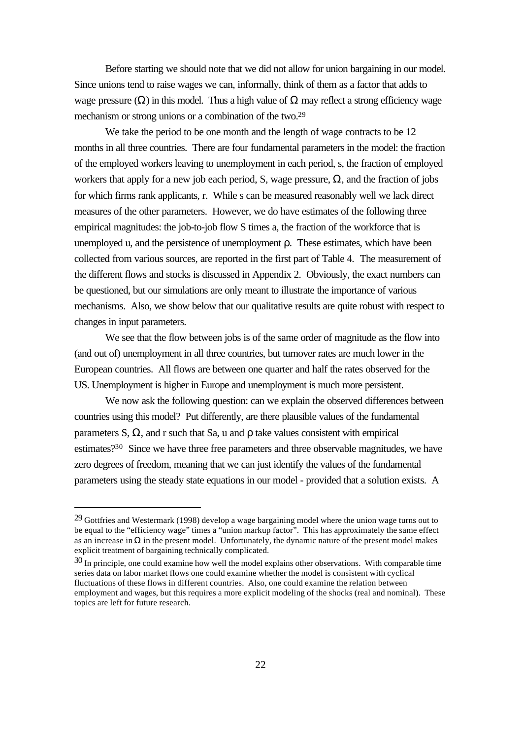Before starting we should note that we did not allow for union bargaining in our model. Since unions tend to raise wages we can, informally, think of them as a factor that adds to wage pressure ($\Omega$) in this model. Thus a high value of $\Omega$ may reflect a strong efficiency wage mechanism or strong unions or a combination of the two.[29]

We take the period to be one month and the length of wage contracts to be 12 months in all three countries. There are four fundamental parameters in the model: the fraction of the employed workers leaving to unemployment in each period, s, the fraction of employed workers that apply for a new job each period, S, wage pressure, $\Omega$, and the fraction of jobs for which firms rank applicants, r. While s can be measured reasonably well we lack direct measures of the other parameters. However, we do have estimates of the following three empirical magnitudes: the job-to-job flow S times a, the fraction of the workforce that is unemployed u, and the persistence of unemployment $\rho$. These estimates, which have been collected from various sources, are reported in the first part of Table 4. The measurement of the different flows and stocks is discussed in Appendix 2. Obviously, the exact numbers can be questioned, but our simulations are only meant to illustrate the importance of various mechanisms. Also, we show below that our qualitative results are quite robust with respect to changes in input parameters.

We see that the flow between jobs is of the same order of magnitude as the flow into (and out of) unemployment in all three countries, but turnover rates are much lower in the European countries. All flows are between one quarter and half the rates observed for the US. Unemployment is higher in Europe and unemployment is much more persistent.

We now ask the following question: can we explain the observed differences between countries using this model? Put differently, are there plausible values of the fundamental parameters S, $\Omega$, and r such that Sa, u and $\rho$ take values consistent with empirical estimates?[30] Since we have three free parameters and three observable magnitudes, we have zero degrees of freedom, meaning that we can just identify the values of the fundamental parameters using the steady state equations in our model - provided that a solution exists. A

---

[29] Gottfries and Westermark (1998) develop a wage bargaining model where the union wage turns out to be equal to the "efficiency wage" times a "union markup factor". This has approximately the same effect as an increase in $\Omega$ in the present model. Unfortunately, the dynamic nature of the present model makes explicit treatment of bargaining technically complicated.

[30] In principle, one could examine how well the model explains other observations. With comparable time series data on labor market flows one could examine whether the model is consistent with cyclical fluctuations of these flows in different countries. Also, one could examine the relation between employment and wages, but this requires a more explicit modeling of the shocks (real and nominal). These topics are left for future research.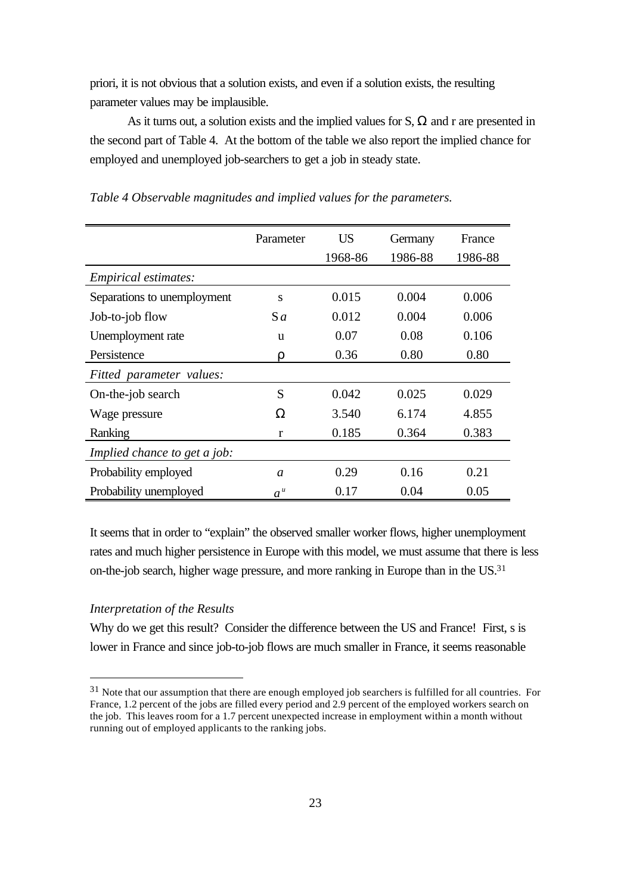priori, it is not obvious that a solution exists, and even if a solution exists, the resulting parameter values may be implausible.

As it turns out, a solution exists and the implied values for S, $\Omega$ and r are presented in the second part of Table 4. At the bottom of the table we also report the implied chance for employed and unemployed job-searchers to get a job in steady state.

*Table 4 Observable magnitudes and implied values for the parameters.*

| | Parameter | US 1968-86 | Germany 1986-88 | France 1986-88 |
|---|---|---|---|---|
| *Empirical estimates:* | | | | |
| Separations to unemployment | s | 0.015 | 0.004 | 0.006 |
| Job-to-job flow | $Sa$ | 0.012 | 0.004 | 0.006 |
| Unemployment rate | u | 0.07 | 0.08 | 0.106 |
| Persistence | $\rho$ | 0.36 | 0.80 | 0.80 |
| *Fitted parameter values:* | | | | |
| On-the-job search | S | 0.042 | 0.025 | 0.029 |
| Wage pressure | $\Omega$ | 3.540 | 6.174 | 4.855 |
| Ranking | r | 0.185 | 0.364 | 0.383 |
| *Implied chance to get a job:* | | | | |
| Probability employed | $a$ | 0.29 | 0.16 | 0.21 |
| Probability unemployed | $a^u$ | 0.17 | 0.04 | 0.05 |

It seems that in order to "explain" the observed smaller worker flows, higher unemployment rates and much higher persistence in Europe with this model, we must assume that there is less on-the-job search, higher wage pressure, and more ranking in Europe than in the US.[31]

*Interpretation of the Results*

Why do we get this result? Consider the difference between the US and France! First, s is lower in France and since job-to-job flows are much smaller in France, it seems reasonable

[31] Note that our assumption that there are enough employed job searchers is fulfilled for all countries. For France, 1.2 percent of the jobs are filled every period and 2.9 percent of the employed workers search on the job. This leaves room for a 1.7 percent unexpected increase in employment within a month without running out of employed applicants to the ranking jobs.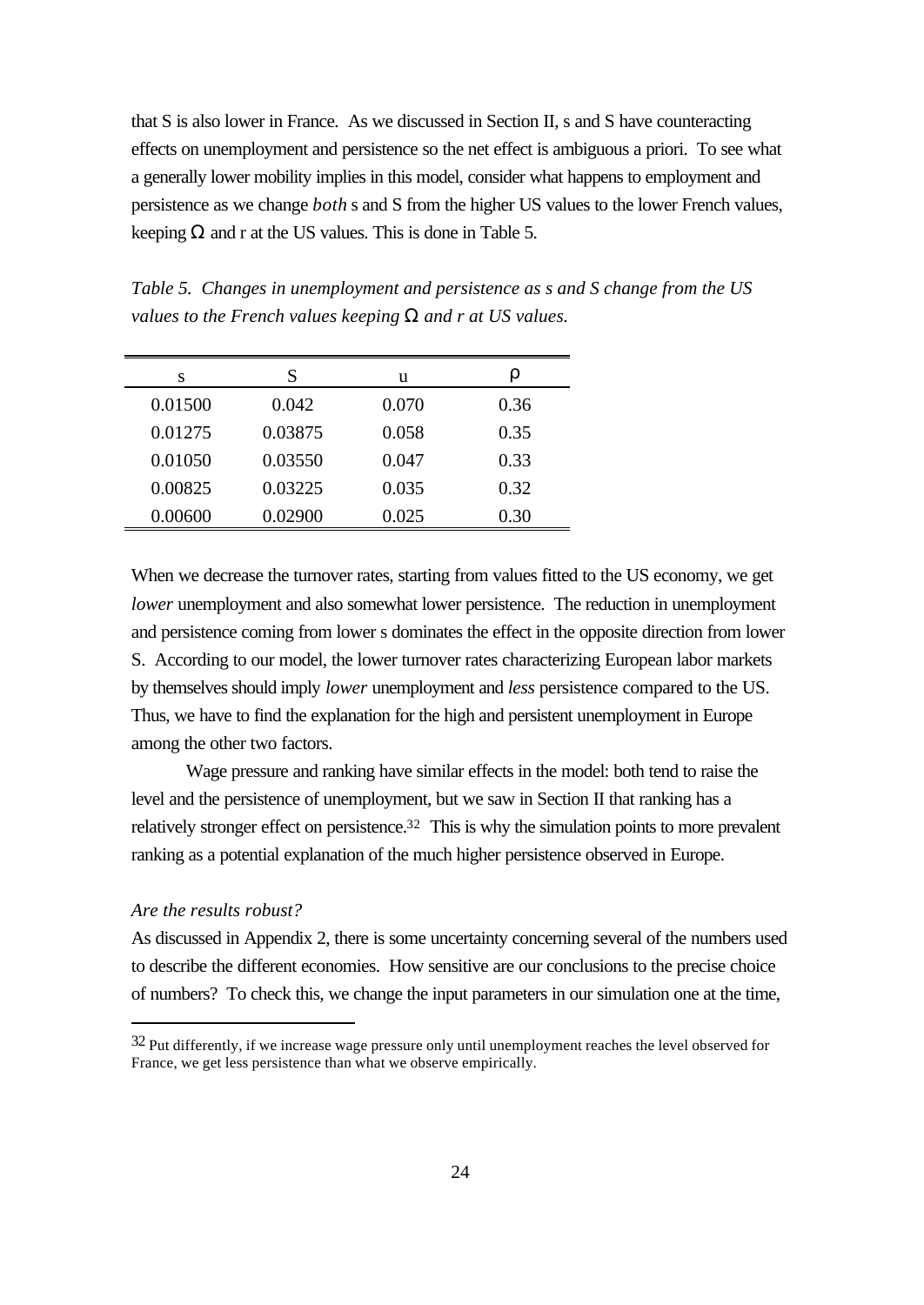that S is also lower in France. As we discussed in Section II, s and S have counteracting effects on unemployment and persistence so the net effect is ambiguous a priori. To see what a generally lower mobility implies in this model, consider what happens to employment and persistence as we change *both* s and S from the higher US values to the lower French values, keeping $\Omega$ and r at the US values. This is done in Table 5.

*Table 5. Changes in unemployment and persistence as s and S change from the US values to the French values keeping $\Omega$ and r at US values.*

| s | S | u | $\rho$ |
|---|---|---|---|
| 0.01500 | 0.042 | 0.070 | 0.36 |
| 0.01275 | 0.03875 | 0.058 | 0.35 |
| 0.01050 | 0.03550 | 0.047 | 0.33 |
| 0.00825 | 0.03225 | 0.035 | 0.32 |
| 0.00600 | 0.02900 | 0.025 | 0.30 |

When we decrease the turnover rates, starting from values fitted to the US economy, we get *lower* unemployment and also somewhat lower persistence. The reduction in unemployment and persistence coming from lower s dominates the effect in the opposite direction from lower S. According to our model, the lower turnover rates characterizing European labor markets by themselves should imply *lower* unemployment and *less* persistence compared to the US. Thus, we have to find the explanation for the high and persistent unemployment in Europe among the other two factors.

Wage pressure and ranking have similar effects in the model: both tend to raise the level and the persistence of unemployment, but we saw in Section II that ranking has a relatively stronger effect on persistence.[32] This is why the simulation points to more prevalent ranking as a potential explanation of the much higher persistence observed in Europe.

*Are the results robust?*

As discussed in Appendix 2, there is some uncertainty concerning several of the numbers used to describe the different economies. How sensitive are our conclusions to the precise choice of numbers? To check this, we change the input parameters in our simulation one at the time,

[32] Put differently, if we increase wage pressure only until unemployment reaches the level observed for France, we get less persistence than what we observe empirically.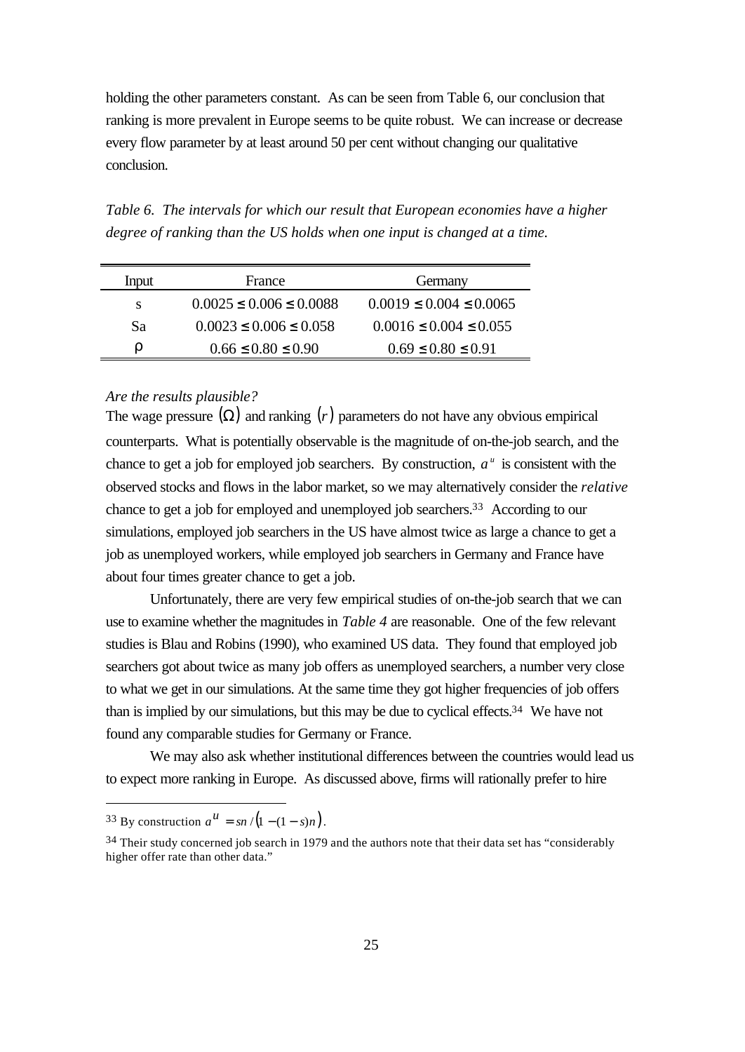holding the other parameters constant. As can be seen from Table 6, our conclusion that ranking is more prevalent in Europe seems to be quite robust. We can increase or decrease every flow parameter by at least around 50 per cent without changing our qualitative conclusion.

*Table 6. The intervals for which our result that European economies have a higher degree of ranking than the US holds when one input is changed at a time.*

| Input | France | Germany |
|---|---|---|
| s | $0.0025 \leq 0.006 \leq 0.0088$ | $0.0019 \leq 0.004 \leq 0.0065$ |
| Sa | $0.0023 \leq 0.006 \leq 0.058$ | $0.0016 \leq 0.004 \leq 0.055$ |
| $\rho$ | $0.66 \leq 0.80 \leq 0.90$ | $0.69 \leq 0.80 \leq 0.91$ |

*Are the results plausible?*

The wage pressure $(\Omega)$ and ranking $(r)$ parameters do not have any obvious empirical counterparts. What is potentially observable is the magnitude of on-the-job search, and the chance to get a job for employed job searchers. By construction, $a^u$ is consistent with the observed stocks and flows in the labor market, so we may alternatively consider the *relative* chance to get a job for employed and unemployed job searchers.[33] According to our simulations, employed job searchers in the US have almost twice as large a chance to get a job as unemployed workers, while employed job searchers in Germany and France have about four times greater chance to get a job.

Unfortunately, there are very few empirical studies of on-the-job search that we can use to examine whether the magnitudes in *Table 4* are reasonable. One of the few relevant studies is Blau and Robins (1990), who examined US data. They found that employed job searchers got about twice as many job offers as unemployed searchers, a number very close to what we get in our simulations. At the same time they got higher frequencies of job offers than is implied by our simulations, but this may be due to cyclical effects.[34] We have not found any comparable studies for Germany or France.

We may also ask whether institutional differences between the countries would lead us to expect more ranking in Europe. As discussed above, firms will rationally prefer to hire

---

[33] By construction $a^u = sn/\left(1-(1-s)n\right)$.

[34] Their study concerned job search in 1979 and the authors note that their data set has "considerably higher offer rate than other data."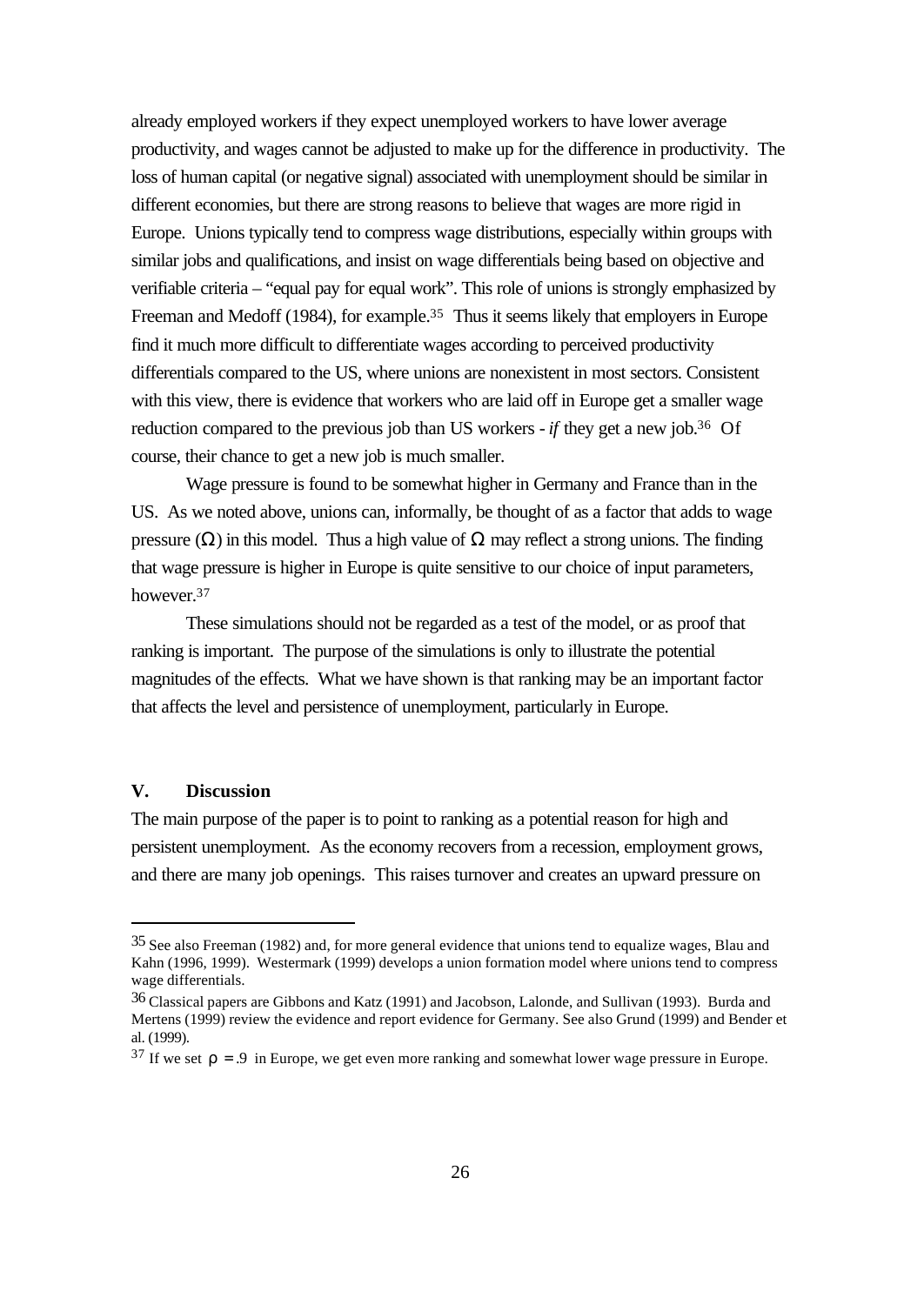already employed workers if they expect unemployed workers to have lower average productivity, and wages cannot be adjusted to make up for the difference in productivity. The loss of human capital (or negative signal) associated with unemployment should be similar in different economies, but there are strong reasons to believe that wages are more rigid in Europe. Unions typically tend to compress wage distributions, especially within groups with similar jobs and qualifications, and insist on wage differentials being based on objective and verifiable criteria – "equal pay for equal work". This role of unions is strongly emphasized by Freeman and Medoff (1984), for example.[35] Thus it seems likely that employers in Europe find it much more difficult to differentiate wages according to perceived productivity differentials compared to the US, where unions are nonexistent in most sectors. Consistent with this view, there is evidence that workers who are laid off in Europe get a smaller wage reduction compared to the previous job than US workers - *if* they get a new job.[36] Of course, their chance to get a new job is much smaller.

Wage pressure is found to be somewhat higher in Germany and France than in the US. As we noted above, unions can, informally, be thought of as a factor that adds to wage pressure ($\Omega$) in this model. Thus a high value of $\Omega$ may reflect a strong unions. The finding that wage pressure is higher in Europe is quite sensitive to our choice of input parameters, however.[37]

These simulations should not be regarded as a test of the model, or as proof that ranking is important. The purpose of the simulations is only to illustrate the potential magnitudes of the effects. What we have shown is that ranking may be an important factor that affects the level and persistence of unemployment, particularly in Europe.

## V. Discussion

The main purpose of the paper is to point to ranking as a potential reason for high and persistent unemployment. As the economy recovers from a recession, employment grows, and there are many job openings. This raises turnover and creates an upward pressure on

---

[35] See also Freeman (1982) and, for more general evidence that unions tend to equalize wages, Blau and Kahn (1996, 1999). Westermark (1999) develops a union formation model where unions tend to compress wage differentials.

[36] Classical papers are Gibbons and Katz (1991) and Jacobson, Lalonde, and Sullivan (1993). Burda and Mertens (1999) review the evidence and report evidence for Germany. See also Grund (1999) and Bender et al. (1999).

[37] If we set $\rho = .9$ in Europe, we get even more ranking and somewhat lower wage pressure in Europe.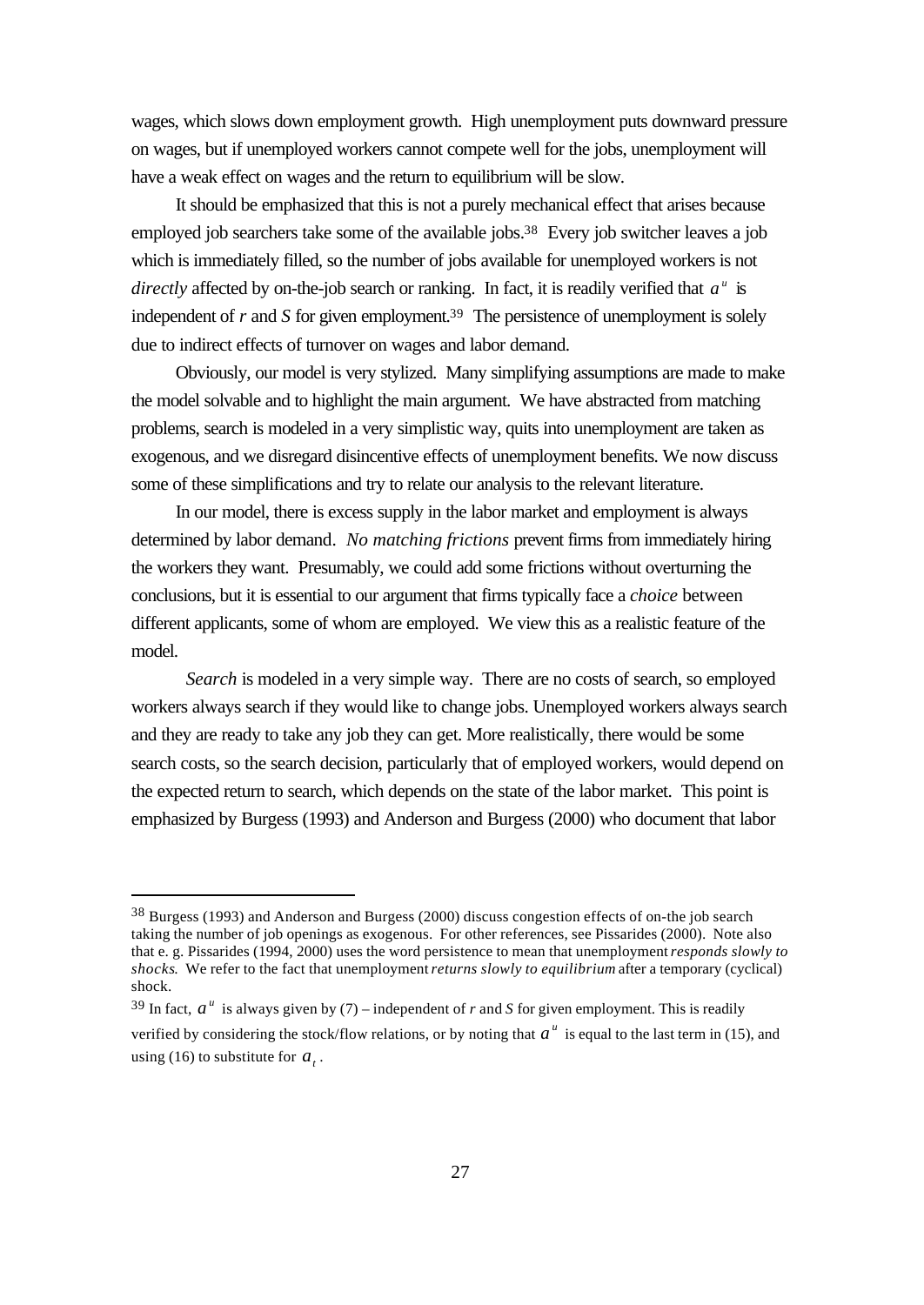wages, which slows down employment growth. High unemployment puts downward pressure on wages, but if unemployed workers cannot compete well for the jobs, unemployment will have a weak effect on wages and the return to equilibrium will be slow.

It should be emphasized that this is not a purely mechanical effect that arises because employed job searchers take some of the available jobs.[38] Every job switcher leaves a job which is immediately filled, so the number of jobs available for unemployed workers is not *directly* affected by on-the-job search or ranking. In fact, it is readily verified that $a^u$ is independent of *r* and *S* for given employment.[39] The persistence of unemployment is solely due to indirect effects of turnover on wages and labor demand.

Obviously, our model is very stylized. Many simplifying assumptions are made to make the model solvable and to highlight the main argument. We have abstracted from matching problems, search is modeled in a very simplistic way, quits into unemployment are taken as exogenous, and we disregard disincentive effects of unemployment benefits. We now discuss some of these simplifications and try to relate our analysis to the relevant literature.

In our model, there is excess supply in the labor market and employment is always determined by labor demand. *No matching frictions* prevent firms from immediately hiring the workers they want. Presumably, we could add some frictions without overturning the conclusions, but it is essential to our argument that firms typically face a *choice* between different applicants, some of whom are employed. We view this as a realistic feature of the model.

*Search* is modeled in a very simple way. There are no costs of search, so employed workers always search if they would like to change jobs. Unemployed workers always search and they are ready to take any job they can get. More realistically, there would be some search costs, so the search decision, particularly that of employed workers, would depend on the expected return to search, which depends on the state of the labor market. This point is emphasized by Burgess (1993) and Anderson and Burgess (2000) who document that labor

---

[38] Burgess (1993) and Anderson and Burgess (2000) discuss congestion effects of on-the job search taking the number of job openings as exogenous. For other references, see Pissarides (2000). Note also that e. g. Pissarides (1994, 2000) uses the word persistence to mean that unemployment *responds slowly to shocks*. We refer to the fact that unemployment *returns slowly to equilibrium* after a temporary (cyclical) shock.

[39] In fact, $a^u$ is always given by (7) – independent of *r* and *S* for given employment. This is readily verified by considering the stock/flow relations, or by noting that $a^u$ is equal to the last term in (15), and using (16) to substitute for $a_t$.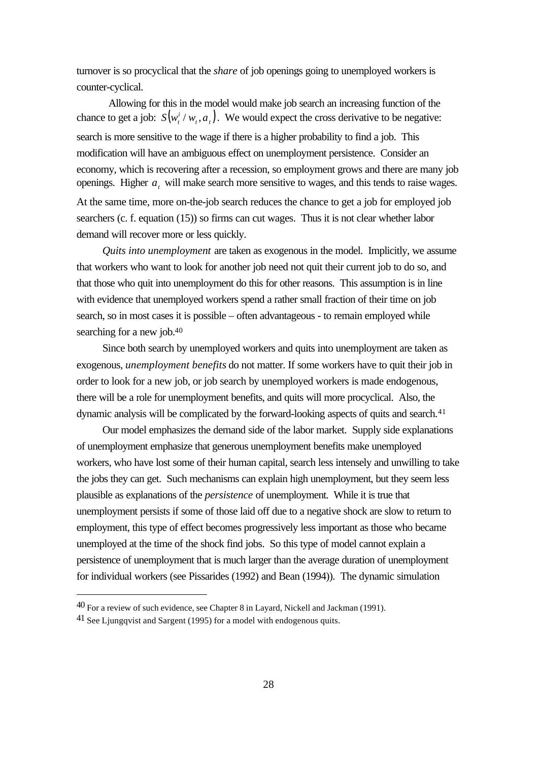turnover is so procyclical that the *share* of job openings going to unemployed workers is counter-cyclical.

Allowing for this in the model would make job search an increasing function of the chance to get a job: $S\left(w_t^i / w_t, a_t\right)$. We would expect the cross derivative to be negative: search is more sensitive to the wage if there is a higher probability to find a job. This modification will have an ambiguous effect on unemployment persistence. Consider an economy, which is recovering after a recession, so employment grows and there are many job openings. Higher $a_t$ will make search more sensitive to wages, and this tends to raise wages. At the same time, more on-the-job search reduces the chance to get a job for employed job searchers (c. f. equation (15)) so firms can cut wages. Thus it is not clear whether labor demand will recover more or less quickly.

*Quits into unemployment* are taken as exogenous in the model. Implicitly, we assume that workers who want to look for another job need not quit their current job to do so, and that those who quit into unemployment do this for other reasons. This assumption is in line with evidence that unemployed workers spend a rather small fraction of their time on job search, so in most cases it is possible – often advantageous - to remain employed while searching for a new job.[40]

Since both search by unemployed workers and quits into unemployment are taken as exogenous, *unemployment benefits* do not matter. If some workers have to quit their job in order to look for a new job, or job search by unemployed workers is made endogenous, there will be a role for unemployment benefits, and quits will more procyclical. Also, the dynamic analysis will be complicated by the forward-looking aspects of quits and search.[41]

Our model emphasizes the demand side of the labor market. Supply side explanations of unemployment emphasize that generous unemployment benefits make unemployed workers, who have lost some of their human capital, search less intensely and unwilling to take the jobs they can get. Such mechanisms can explain high unemployment, but they seem less plausible as explanations of the *persistence* of unemployment. While it is true that unemployment persists if some of those laid off due to a negative shock are slow to return to employment, this type of effect becomes progressively less important as those who became unemployed at the time of the shock find jobs. So this type of model cannot explain a persistence of unemployment that is much larger than the average duration of unemployment for individual workers (see Pissarides (1992) and Bean (1994)). The dynamic simulation

---

[40] For a review of such evidence, see Chapter 8 in Layard, Nickell and Jackman (1991).

[41] See Ljungqvist and Sargent (1995) for a model with endogenous quits.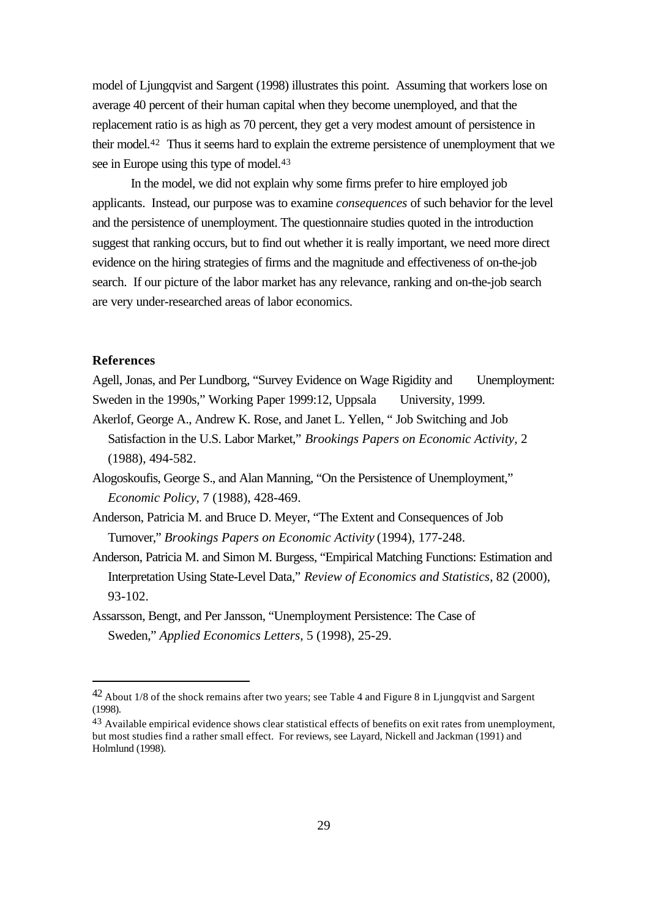model of Ljungqvist and Sargent (1998) illustrates this point. Assuming that workers lose on average 40 percent of their human capital when they become unemployed, and that the replacement ratio is as high as 70 percent, they get a very modest amount of persistence in their model.[42] Thus it seems hard to explain the extreme persistence of unemployment that we see in Europe using this type of model.[43]

In the model, we did not explain why some firms prefer to hire employed job applicants. Instead, our purpose was to examine *consequences* of such behavior for the level and the persistence of unemployment. The questionnaire studies quoted in the introduction suggest that ranking occurs, but to find out whether it is really important, we need more direct evidence on the hiring strategies of firms and the magnitude and effectiveness of on-the-job search. If our picture of the labor market has any relevance, ranking and on-the-job search are very under-researched areas of labor economics.

## References

Agell, Jonas, and Per Lundborg, "Survey Evidence on Wage Rigidity and Unemployment: Sweden in the 1990s," Working Paper 1999:12, Uppsala University, 1999.

Akerlof, George A., Andrew K. Rose, and Janet L. Yellen, " Job Switching and Job Satisfaction in the U.S. Labor Market," *Brookings Papers on Economic Activity*, 2 (1988), 494-582.

Alogoskoufis, George S., and Alan Manning, "On the Persistence of Unemployment," *Economic Policy*, 7 (1988), 428-469.

Anderson, Patricia M. and Bruce D. Meyer, "The Extent and Consequences of Job Turnover," *Brookings Papers on Economic Activity* (1994), 177-248.

Anderson, Patricia M. and Simon M. Burgess, "Empirical Matching Functions: Estimation and Interpretation Using State-Level Data," *Review of Economics and Statistics*, 82 (2000), 93-102.

Assarsson, Bengt, and Per Jansson, "Unemployment Persistence: The Case of Sweden," *Applied Economics Letters*, 5 (1998), 25-29.

---

[42] About 1/8 of the shock remains after two years; see Table 4 and Figure 8 in Ljungqvist and Sargent (1998).

[43] Available empirical evidence shows clear statistical effects of benefits on exit rates from unemployment, but most studies find a rather small effect. For reviews, see Layard, Nickell and Jackman (1991) and Holmlund (1998).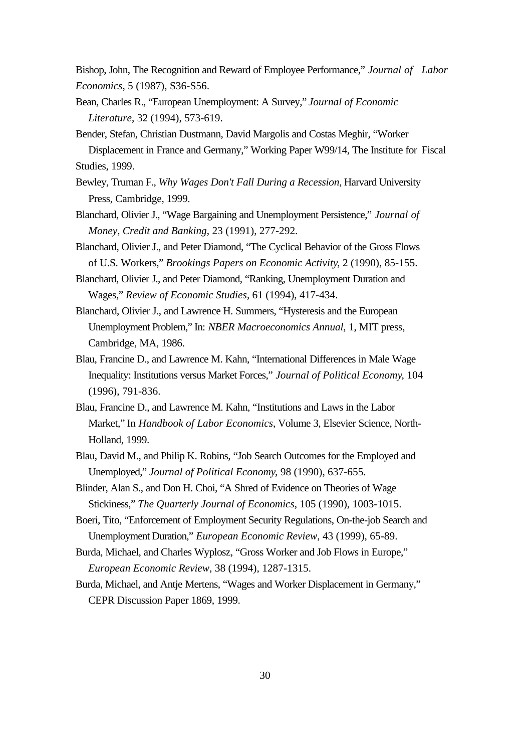Bishop, John, The Recognition and Reward of Employee Performance," *Journal of Labor Economics*, 5 (1987), S36-S56.

Bean, Charles R., "European Unemployment: A Survey," *Journal of Economic Literature*, 32 (1994), 573-619.

Bender, Stefan, Christian Dustmann, David Margolis and Costas Meghir, "Worker Displacement in France and Germany," Working Paper W99/14, The Institute for Fiscal Studies, 1999.

Bewley, Truman F., *Why Wages Don't Fall During a Recession*, Harvard University Press, Cambridge, 1999.

Blanchard, Olivier J., "Wage Bargaining and Unemployment Persistence," *Journal of Money, Credit and Banking*, 23 (1991), 277-292.

Blanchard, Olivier J., and Peter Diamond, "The Cyclical Behavior of the Gross Flows of U.S. Workers," *Brookings Papers on Economic Activity*, 2 (1990), 85-155.

Blanchard, Olivier J., and Peter Diamond, "Ranking, Unemployment Duration and Wages," *Review of Economic Studies*, 61 (1994), 417-434.

Blanchard, Olivier J., and Lawrence H. Summers, "Hysteresis and the European Unemployment Problem," In: *NBER Macroeconomics Annual*, 1, MIT press, Cambridge, MA, 1986.

Blau, Francine D., and Lawrence M. Kahn, "International Differences in Male Wage Inequality: Institutions versus Market Forces," *Journal of Political Economy*, 104 (1996), 791-836.

Blau, Francine D., and Lawrence M. Kahn, "Institutions and Laws in the Labor Market," In *Handbook of Labor Economics*, Volume 3, Elsevier Science, North-Holland, 1999.

Blau, David M., and Philip K. Robins, "Job Search Outcomes for the Employed and Unemployed," *Journal of Political Economy*, 98 (1990), 637-655.

Blinder, Alan S., and Don H. Choi, "A Shred of Evidence on Theories of Wage Stickiness," *The Quarterly Journal of Economics*, 105 (1990), 1003-1015.

Boeri, Tito, "Enforcement of Employment Security Regulations, On-the-job Search and Unemployment Duration," *European Economic Review*, 43 (1999), 65-89.

Burda, Michael, and Charles Wyplosz, "Gross Worker and Job Flows in Europe," *European Economic Review*, 38 (1994), 1287-1315.

Burda, Michael, and Antje Mertens, "Wages and Worker Displacement in Germany," CEPR Discussion Paper 1869, 1999.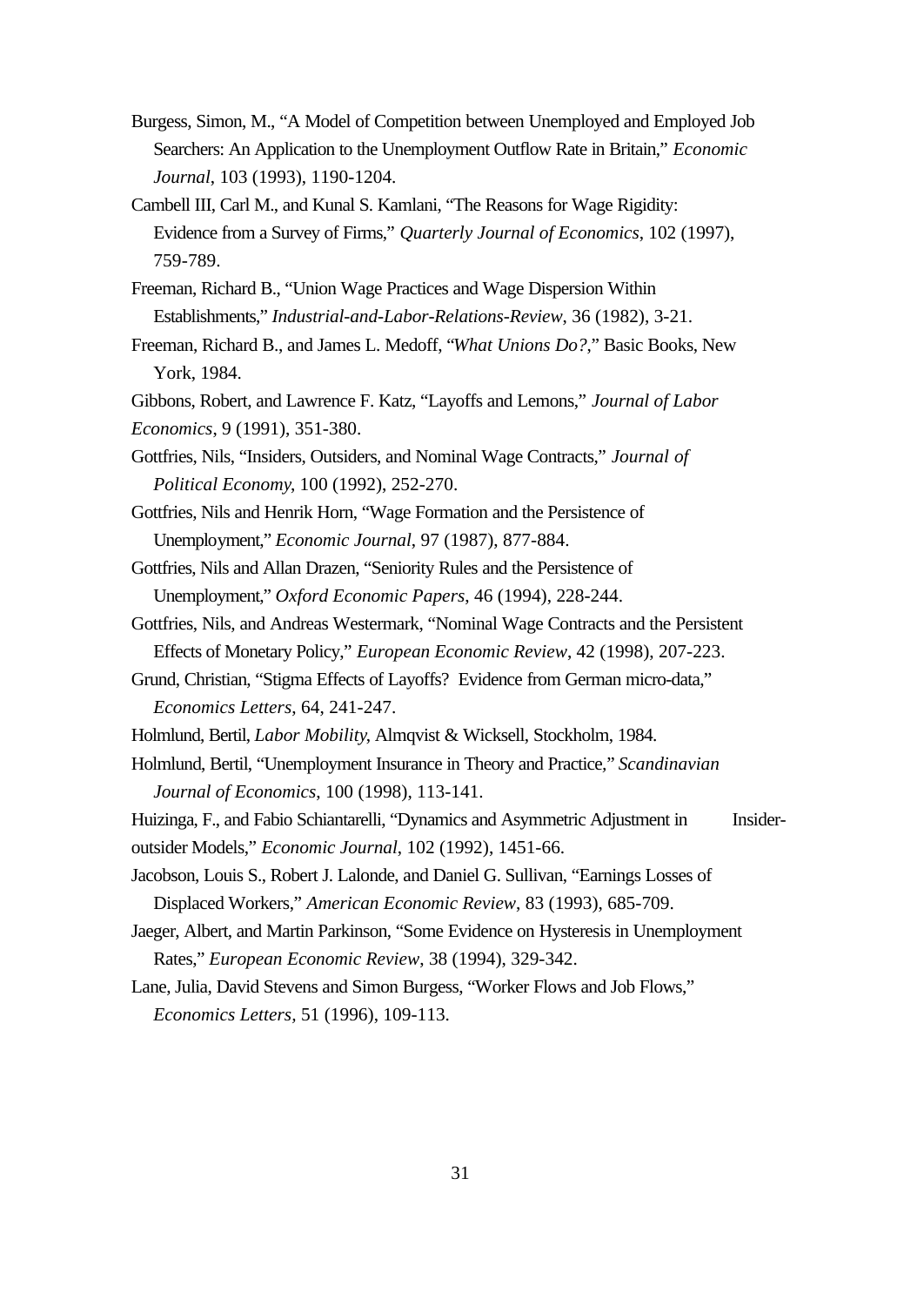Burgess, Simon, M., "A Model of Competition between Unemployed and Employed Job Searchers: An Application to the Unemployment Outflow Rate in Britain," *Economic Journal*, 103 (1993), 1190-1204.

Cambell III, Carl M., and Kunal S. Kamlani, "The Reasons for Wage Rigidity: Evidence from a Survey of Firms," *Quarterly Journal of Economics*, 102 (1997), 759-789.

Freeman, Richard B., "Union Wage Practices and Wage Dispersion Within Establishments," *Industrial-and-Labor-Relations-Review*, 36 (1982), 3-21.

Freeman, Richard B., and James L. Medoff, "*What Unions Do?*," Basic Books, New York, 1984.

Gibbons, Robert, and Lawrence F. Katz, "Layoffs and Lemons," *Journal of Labor Economics*, 9 (1991), 351-380.

Gottfries, Nils, "Insiders, Outsiders, and Nominal Wage Contracts," *Journal of Political Economy*, 100 (1992), 252-270.

Gottfries, Nils and Henrik Horn, "Wage Formation and the Persistence of Unemployment," *Economic Journal*, 97 (1987), 877-884.

Gottfries, Nils and Allan Drazen, "Seniority Rules and the Persistence of Unemployment," *Oxford Economic Papers*, 46 (1994), 228-244.

Gottfries, Nils, and Andreas Westermark, "Nominal Wage Contracts and the Persistent Effects of Monetary Policy," *European Economic Review*, 42 (1998), 207-223.

Grund, Christian, "Stigma Effects of Layoffs? Evidence from German micro-data," *Economics Letters*, 64, 241-247.

Holmlund, Bertil, *Labor Mobility*, Almqvist & Wicksell, Stockholm, 1984.

Holmlund, Bertil, "Unemployment Insurance in Theory and Practice," *Scandinavian Journal of Economics*, 100 (1998), 113-141.

Huizinga, F., and Fabio Schiantarelli, "Dynamics and Asymmetric Adjustment in Insider-outsider Models," *Economic Journal*, 102 (1992), 1451-66.

Jacobson, Louis S., Robert J. Lalonde, and Daniel G. Sullivan, "Earnings Losses of Displaced Workers," *American Economic Review*, 83 (1993), 685-709.

Jaeger, Albert, and Martin Parkinson, "Some Evidence on Hysteresis in Unemployment Rates," *European Economic Review*, 38 (1994), 329-342.

Lane, Julia, David Stevens and Simon Burgess, "Worker Flows and Job Flows," *Economics Letters*, 51 (1996), 109-113.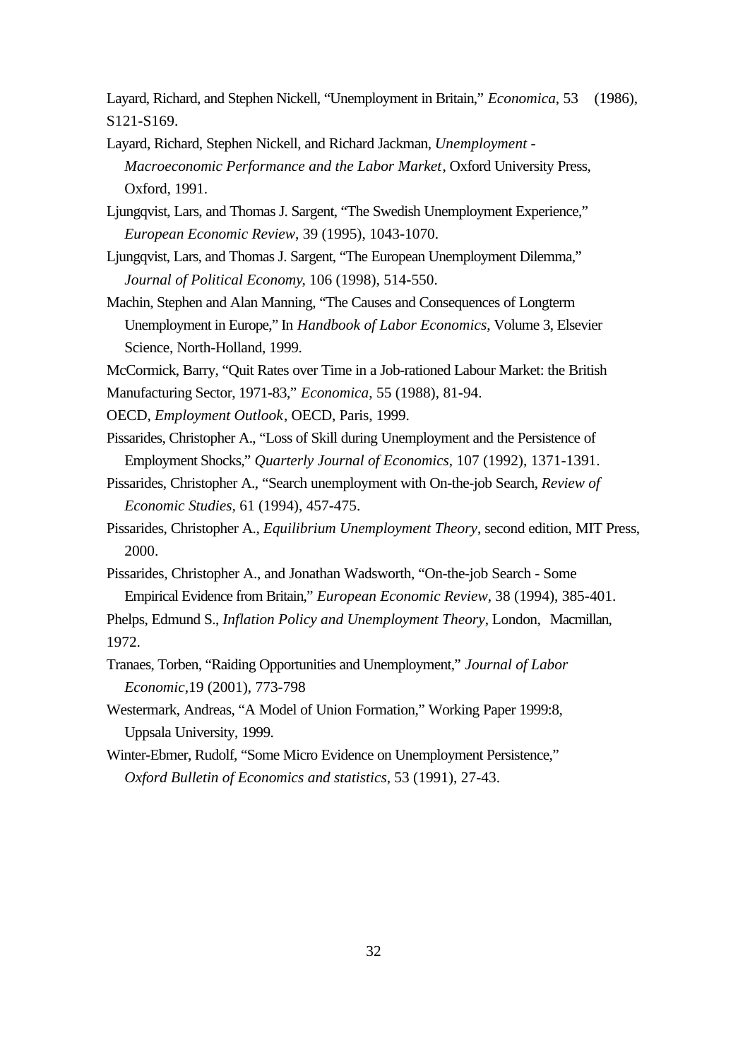Layard, Richard, and Stephen Nickell, "Unemployment in Britain," *Economica*, 53 (1986), S121-S169.

Layard, Richard, Stephen Nickell, and Richard Jackman, *Unemployment - Macroeconomic Performance and the Labor Market*, Oxford University Press, Oxford, 1991.

Ljungqvist, Lars, and Thomas J. Sargent, "The Swedish Unemployment Experience," *European Economic Review*, 39 (1995), 1043-1070.

Ljungqvist, Lars, and Thomas J. Sargent, "The European Unemployment Dilemma," *Journal of Political Economy*, 106 (1998), 514-550.

Machin, Stephen and Alan Manning, "The Causes and Consequences of Longterm Unemployment in Europe," In *Handbook of Labor Economics*, Volume 3, Elsevier Science, North-Holland, 1999.

McCormick, Barry, "Quit Rates over Time in a Job-rationed Labour Market: the British Manufacturing Sector, 1971-83," *Economica*, 55 (1988), 81-94.

OECD, *Employment Outlook*, OECD, Paris, 1999.

Pissarides, Christopher A., "Loss of Skill during Unemployment and the Persistence of Employment Shocks," *Quarterly Journal of Economics*, 107 (1992), 1371-1391.

Pissarides, Christopher A., "Search unemployment with On-the-job Search, *Review of Economic Studies*, 61 (1994), 457-475.

Pissarides, Christopher A., *Equilibrium Unemployment Theory*, second edition, MIT Press, 2000.

Pissarides, Christopher A., and Jonathan Wadsworth, "On-the-job Search - Some Empirical Evidence from Britain," *European Economic Review*, 38 (1994), 385-401.

Phelps, Edmund S., *Inflation Policy and Unemployment Theory*, London, Macmillan, 1972.

Tranaes, Torben, "Raiding Opportunities and Unemployment," *Journal of Labor Economic*,19 (2001), 773-798

Westermark, Andreas, "A Model of Union Formation," Working Paper 1999:8, Uppsala University, 1999.

Winter-Ebmer, Rudolf, "Some Micro Evidence on Unemployment Persistence," *Oxford Bulletin of Economics and statistics*, 53 (1991), 27-43.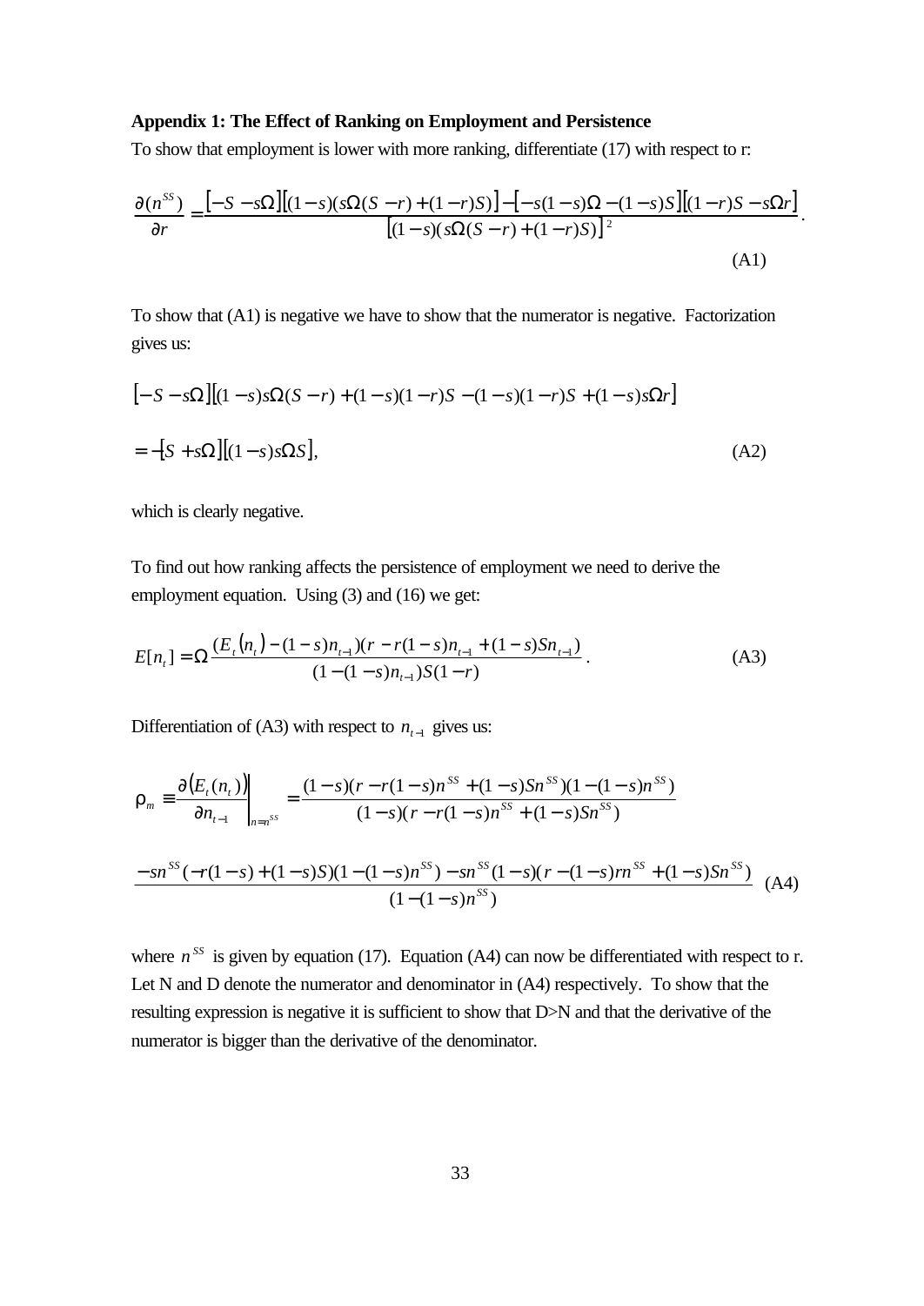### Appendix 1: The Effect of Ranking on Employment and Persistence

To show that employment is lower with more ranking, differentiate (17) with respect to r:

$$\frac{\partial(n^{SS})}{\partial r} = \frac{\left[-S - s\Omega\right]\left[(1-s)(s\Omega(S-r)+(1-r)S)\right] - \left[-s(1-s)\Omega - (1-s)S\right]\left[(1-r)S - s\Omega r\right]}{\left[(1-s)(s\Omega(S-r)+(1-r)S)\right]^2}. \tag{A1}$$

To show that (A1) is negative we have to show that the numerator is negative. Factorization gives us:

$$\left[-S - s\Omega\right]\left[(1-s)s\Omega(S-r) + (1-s)(1-r)S - (1-s)(1-r)S + (1-s)s\Omega r\right]$$

$$= -\left[S + s\Omega\right]\left[(1-s)s\Omega S\right], \tag{A2}$$

which is clearly negative.

To find out how ranking affects the persistence of employment we need to derive the employment equation. Using (3) and (16) we get:

$$E[n_t] = \Omega \frac{(E_t(n_t) - (1-s)n_{t-1})(r - r(1-s)n_{t-1} + (1-s)Sn_{t-1})}{(1-(1-s)n_{t-1})S(1-r)}. \tag{A3}$$

Differentiation of (A3) with respect to $n_{t-1}$ gives us:

$$\rho_m \equiv \left.\frac{\partial(E_t(n_t))}{\partial n_{t-1}}\right|_{n=n^{SS}} = \frac{(1-s)(r - r(1-s)n^{SS} + (1-s)Sn^{SS})(1-(1-s)n^{SS})}{(1-s)(r - r(1-s)n^{SS} + (1-s)Sn^{SS})}$$

$$\frac{-sn^{SS}(-r(1-s)+(1-s)S)(1-(1-s)n^{SS}) - sn^{SS}(1-s)(r-(1-s)rn^{SS}+(1-s)Sn^{SS})}{(1-(1-s)n^{SS})} \tag{A4}$$

where $n^{SS}$ is given by equation (17). Equation (A4) can now be differentiated with respect to r. Let N and D denote the numerator and denominator in (A4) respectively. To show that the resulting expression is negative it is sufficient to show that D>N and that the derivative of the numerator is bigger than the derivative of the denominator.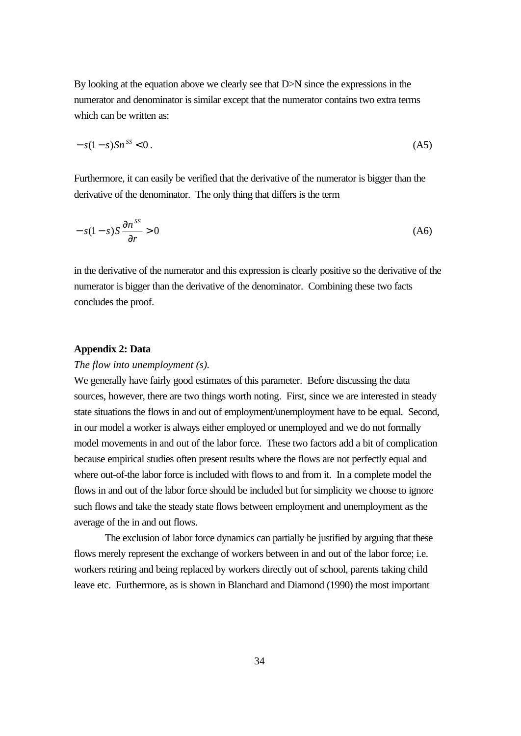By looking at the equation above we clearly see that D>N since the expressions in the numerator and denominator is similar except that the numerator contains two extra terms which can be written as:

$$-s(1-s)Sn^{SS} < 0\,. \tag{A5}$$

Furthermore, it can easily be verified that the derivative of the numerator is bigger than the derivative of the denominator. The only thing that differs is the term

$$-s(1-s)S\frac{\partial n^{SS}}{\partial r} > 0 \tag{A6}$$

in the derivative of the numerator and this expression is clearly positive so the derivative of the numerator is bigger than the derivative of the denominator. Combining these two facts concludes the proof.

**Appendix 2: Data**

*The flow into unemployment (s).*

We generally have fairly good estimates of this parameter. Before discussing the data sources, however, there are two things worth noting. First, since we are interested in steady state situations the flows in and out of employment/unemployment have to be equal. Second, in our model a worker is always either employed or unemployed and we do not formally model movements in and out of the labor force. These two factors add a bit of complication because empirical studies often present results where the flows are not perfectly equal and where out-of-the labor force is included with flows to and from it. In a complete model the flows in and out of the labor force should be included but for simplicity we choose to ignore such flows and take the steady state flows between employment and unemployment as the average of the in and out flows.

The exclusion of labor force dynamics can partially be justified by arguing that these flows merely represent the exchange of workers between in and out of the labor force; i.e. workers retiring and being replaced by workers directly out of school, parents taking child leave etc. Furthermore, as is shown in Blanchard and Diamond (1990) the most important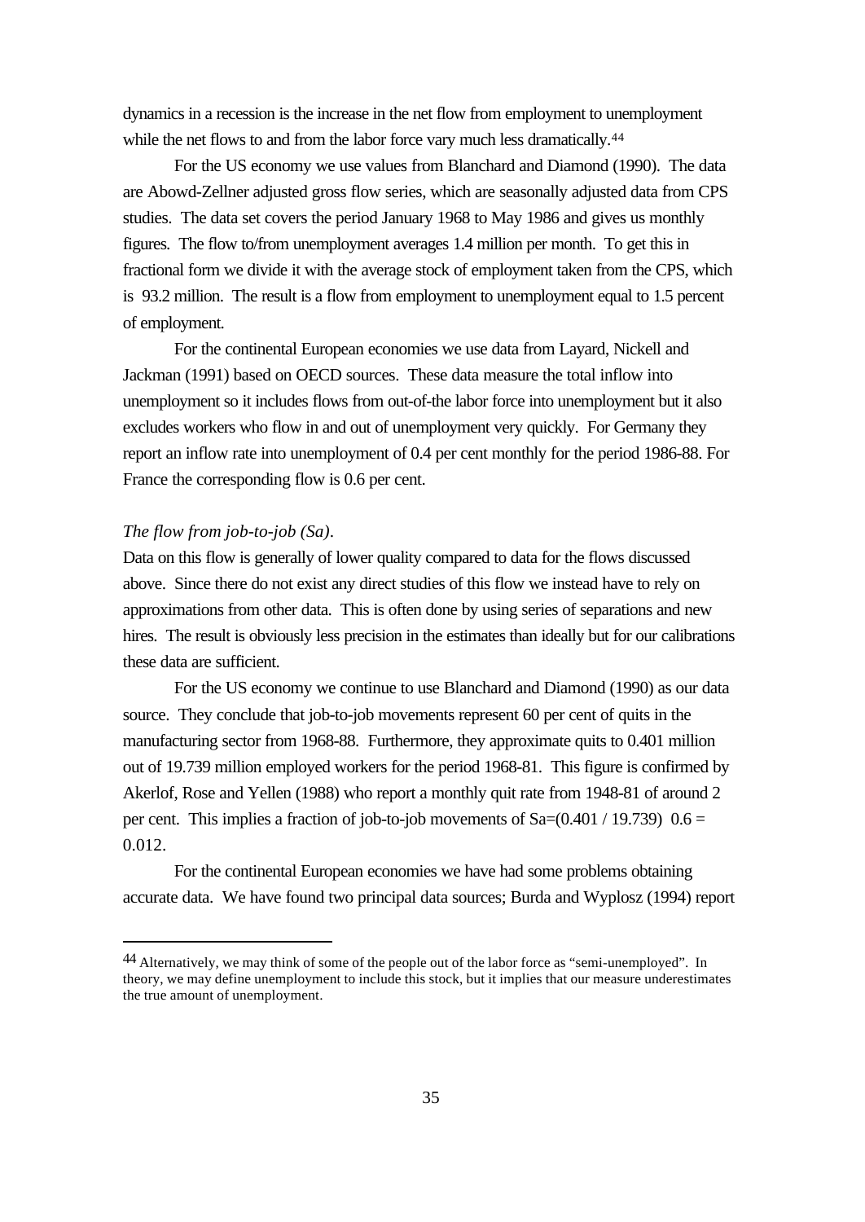dynamics in a recession is the increase in the net flow from employment to unemployment while the net flows to and from the labor force vary much less dramatically.[44]

For the US economy we use values from Blanchard and Diamond (1990). The data are Abowd-Zellner adjusted gross flow series, which are seasonally adjusted data from CPS studies. The data set covers the period January 1968 to May 1986 and gives us monthly figures. The flow to/from unemployment averages 1.4 million per month. To get this in fractional form we divide it with the average stock of employment taken from the CPS, which is 93.2 million. The result is a flow from employment to unemployment equal to 1.5 percent of employment.

For the continental European economies we use data from Layard, Nickell and Jackman (1991) based on OECD sources. These data measure the total inflow into unemployment so it includes flows from out-of-the labor force into unemployment but it also excludes workers who flow in and out of unemployment very quickly. For Germany they report an inflow rate into unemployment of 0.4 per cent monthly for the period 1986-88. For France the corresponding flow is 0.6 per cent.

*The flow from job-to-job (Sa).*

Data on this flow is generally of lower quality compared to data for the flows discussed above. Since there do not exist any direct studies of this flow we instead have to rely on approximations from other data. This is often done by using series of separations and new hires. The result is obviously less precision in the estimates than ideally but for our calibrations these data are sufficient.

For the US economy we continue to use Blanchard and Diamond (1990) as our data source. They conclude that job-to-job movements represent 60 per cent of quits in the manufacturing sector from 1968-88. Furthermore, they approximate quits to 0.401 million out of 19.739 million employed workers for the period 1968-81. This figure is confirmed by Akerlof, Rose and Yellen (1988) who report a monthly quit rate from 1948-81 of around 2 per cent. This implies a fraction of job-to-job movements of $Sa=(0.401 / 19.739)\ 0.6 = 0.012$.

For the continental European economies we have had some problems obtaining accurate data. We have found two principal data sources; Burda and Wyplosz (1994) report

---

[44] Alternatively, we may think of some of the people out of the labor force as "semi-unemployed". In theory, we may define unemployment to include this stock, but it implies that our measure underestimates the true amount of unemployment.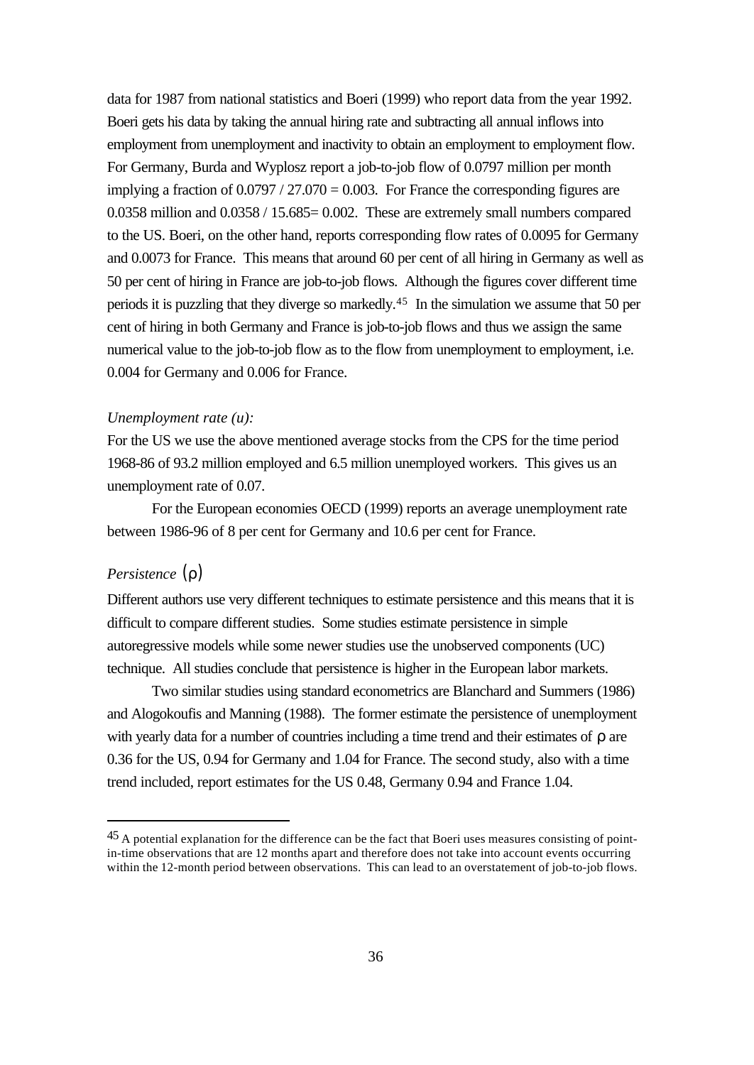data for 1987 from national statistics and Boeri (1999) who report data from the year 1992. Boeri gets his data by taking the annual hiring rate and subtracting all annual inflows into employment from unemployment and inactivity to obtain an employment to employment flow. For Germany, Burda and Wyplosz report a job-to-job flow of 0.0797 million per month implying a fraction of 0.0797 / 27.070 = 0.003. For France the corresponding figures are 0.0358 million and 0.0358 / 15.685= 0.002. These are extremely small numbers compared to the US. Boeri, on the other hand, reports corresponding flow rates of 0.0095 for Germany and 0.0073 for France. This means that around 60 per cent of all hiring in Germany as well as 50 per cent of hiring in France are job-to-job flows. Although the figures cover different time periods it is puzzling that they diverge so markedly.[45] In the simulation we assume that 50 per cent of hiring in both Germany and France is job-to-job flows and thus we assign the same numerical value to the job-to-job flow as to the flow from unemployment to employment, i.e. 0.004 for Germany and 0.006 for France.

*Unemployment rate (u):*

For the US we use the above mentioned average stocks from the CPS for the time period 1968-86 of 93.2 million employed and 6.5 million unemployed workers. This gives us an unemployment rate of 0.07.

For the European economies OECD (1999) reports an average unemployment rate between 1986-96 of 8 per cent for Germany and 10.6 per cent for France.

*Persistence* ($\rho$)

Different authors use very different techniques to estimate persistence and this means that it is difficult to compare different studies. Some studies estimate persistence in simple autoregressive models while some newer studies use the unobserved components (UC) technique. All studies conclude that persistence is higher in the European labor markets.

Two similar studies using standard econometrics are Blanchard and Summers (1986) and Alogokoufis and Manning (1988). The former estimate the persistence of unemployment with yearly data for a number of countries including a time trend and their estimates of $\rho$ are 0.36 for the US, 0.94 for Germany and 1.04 for France. The second study, also with a time trend included, report estimates for the US 0.48, Germany 0.94 and France 1.04.

---

[45] A potential explanation for the difference can be the fact that Boeri uses measures consisting of point-in-time observations that are 12 months apart and therefore does not take into account events occurring within the 12-month period between observations. This can lead to an overstatement of job-to-job flows.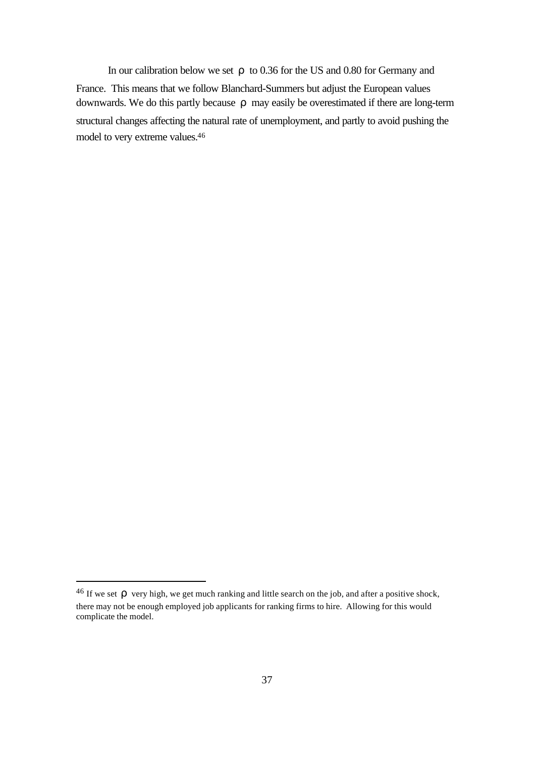In our calibration below we set $\rho$ to 0.36 for the US and 0.80 for Germany and France. This means that we follow Blanchard-Summers but adjust the European values downwards. We do this partly because $\rho$ may easily be overestimated if there are long-term structural changes affecting the natural rate of unemployment, and partly to avoid pushing the model to very extreme values.[46]

---

[46] If we set $\rho$ very high, we get much ranking and little search on the job, and after a positive shock, there may not be enough employed job applicants for ranking firms to hire. Allowing for this would complicate the model.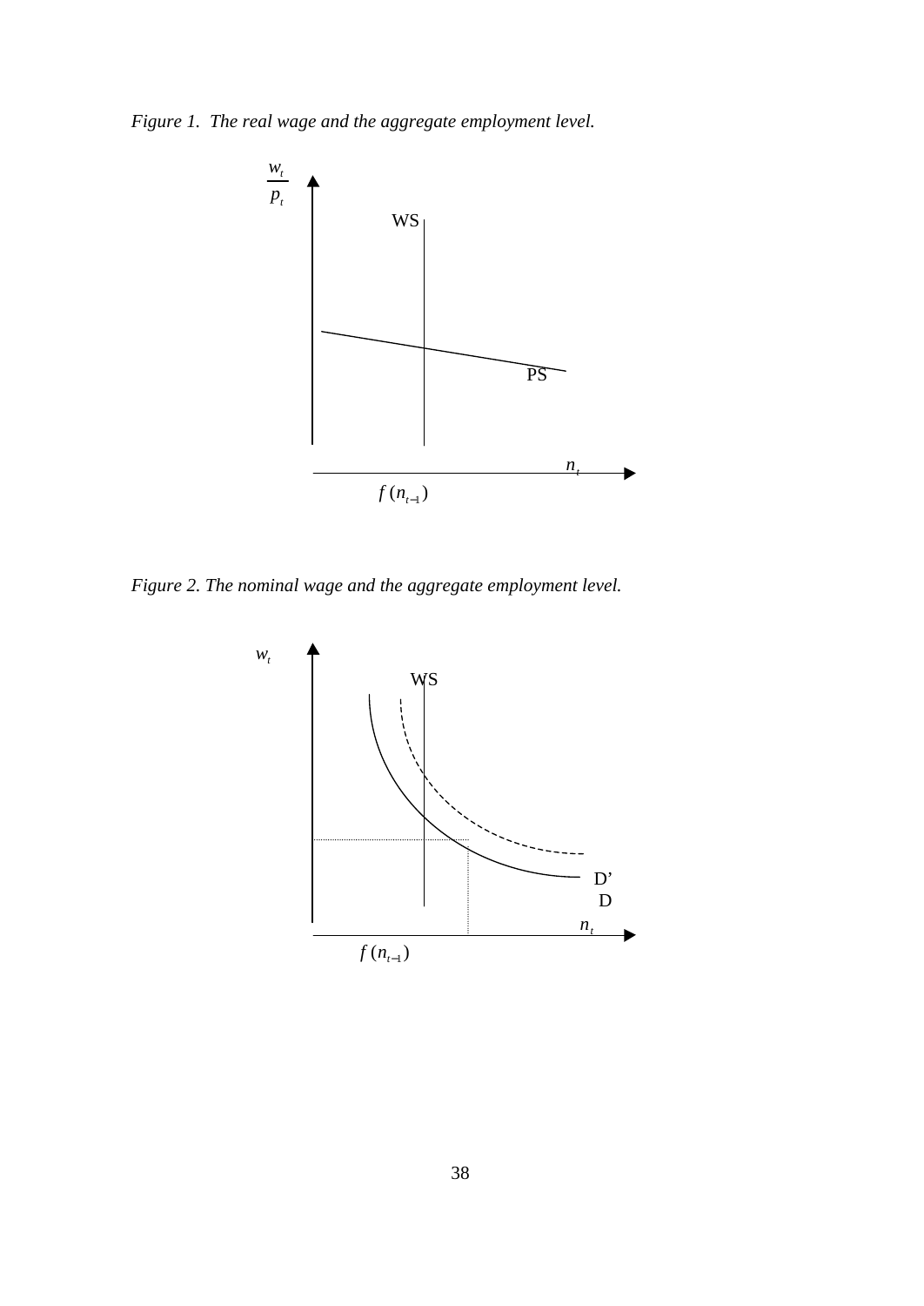*Figure 1. The real wage and the aggregate employment level.*

$\frac{w_t}{p_t}$

WS

PS

$n_t$

$f(n_{t-1})$

*Figure 2. The nominal wage and the aggregate employment level.*

$w_t$

WS

D'

D

$n_t$

$f(n_{t-1})$